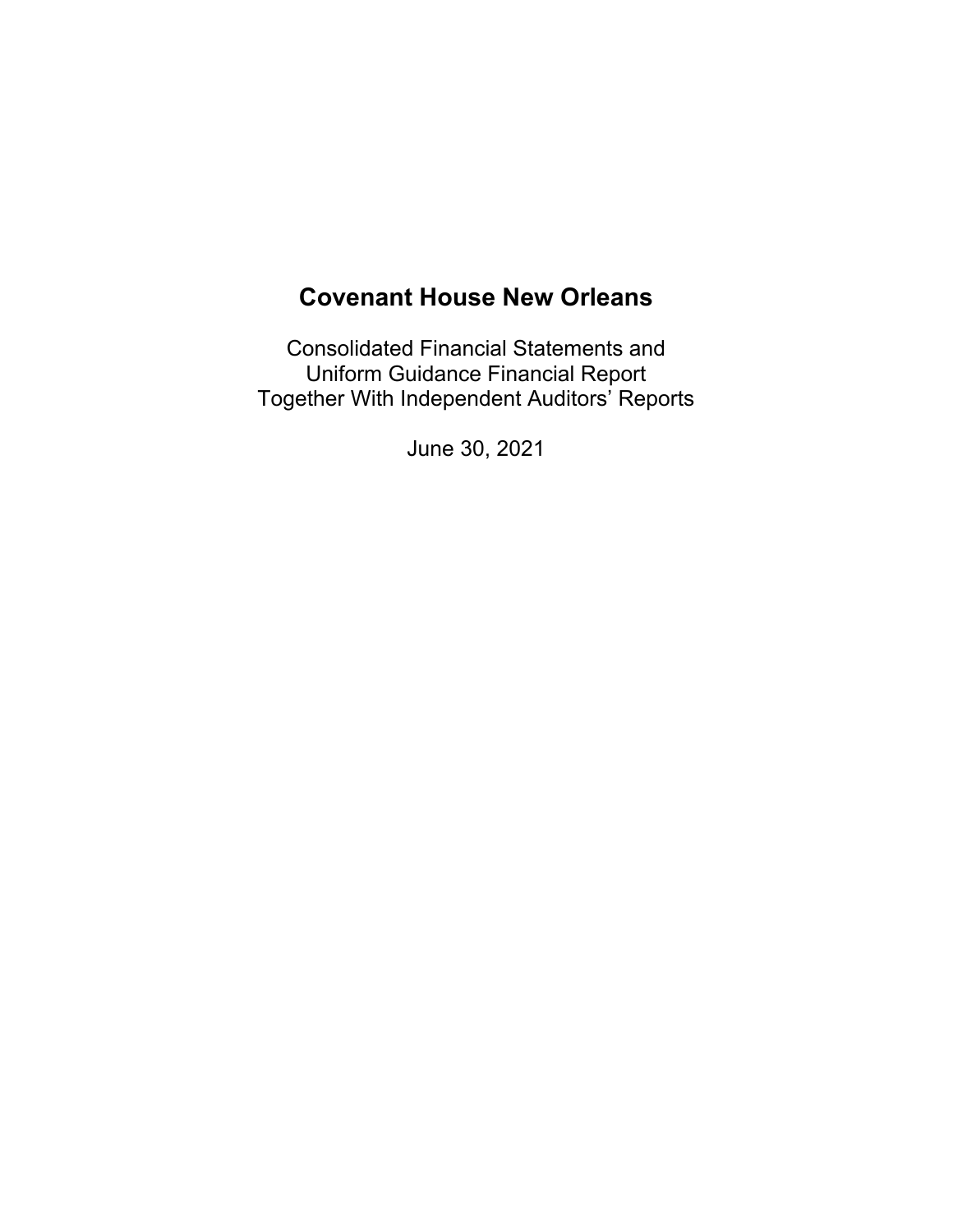# Covenant House New Orleans

Consolidated Financial Statements and
Uniform Guidance Financial Report
Together With Independent Auditors' Reports

June 30, 2021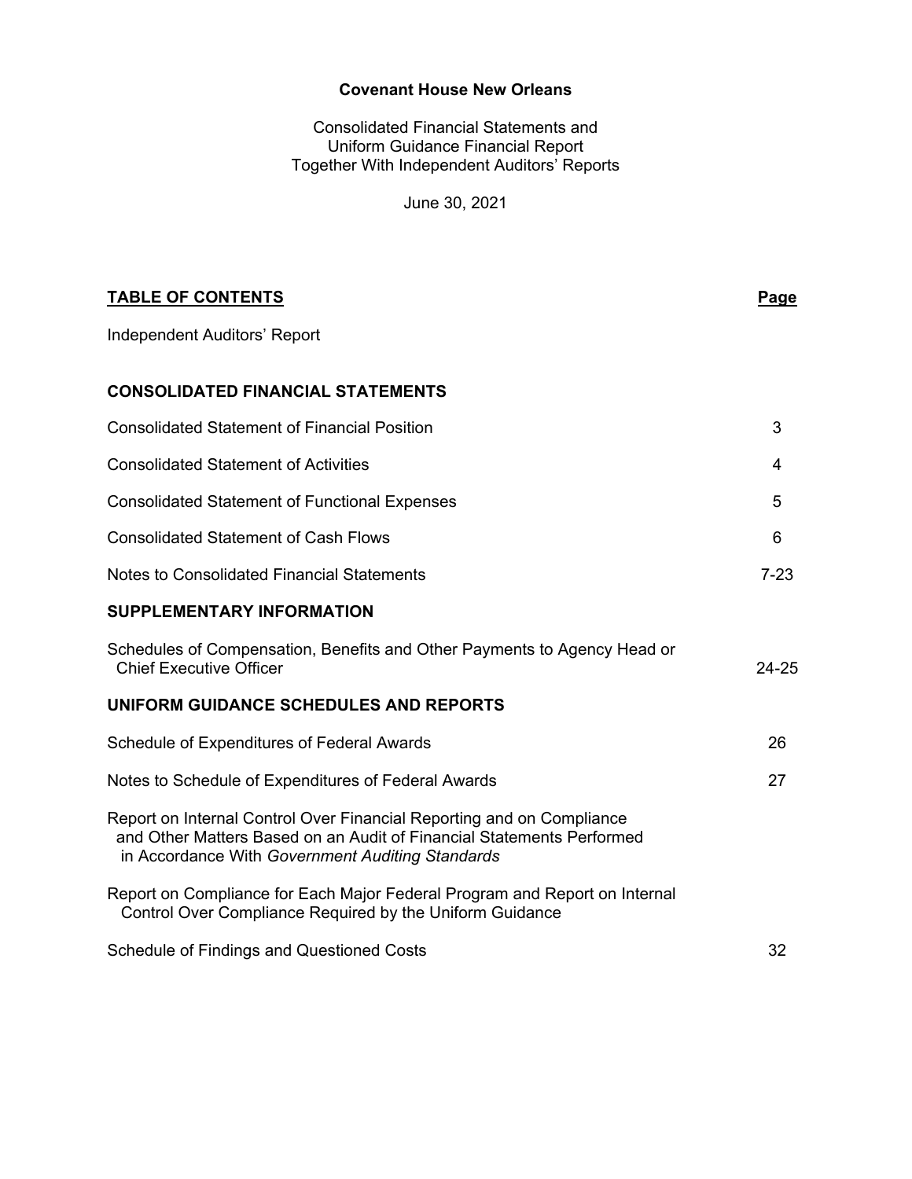**Covenant House New Orleans**

Consolidated Financial Statements and
Uniform Guidance Financial Report
Together With Independent Auditors' Reports

June 30, 2021

| TABLE OF CONTENTS | Page |
|---|---|
| Independent Auditors' Report | |
| **CONSOLIDATED FINANCIAL STATEMENTS** | |
| Consolidated Statement of Financial Position | 3 |
| Consolidated Statement of Activities | 4 |
| Consolidated Statement of Functional Expenses | 5 |
| Consolidated Statement of Cash Flows | 6 |
| Notes to Consolidated Financial Statements | 7-23 |
| **SUPPLEMENTARY INFORMATION** | |
| Schedules of Compensation, Benefits and Other Payments to Agency Head or Chief Executive Officer | 24-25 |
| **UNIFORM GUIDANCE SCHEDULES AND REPORTS** | |
| Schedule of Expenditures of Federal Awards | 26 |
| Notes to Schedule of Expenditures of Federal Awards | 27 |
| Report on Internal Control Over Financial Reporting and on Compliance and Other Matters Based on an Audit of Financial Statements Performed in Accordance With *Government Auditing Standards* | |
| Report on Compliance for Each Major Federal Program and Report on Internal Control Over Compliance Required by the Uniform Guidance | |
| Schedule of Findings and Questioned Costs | 32 |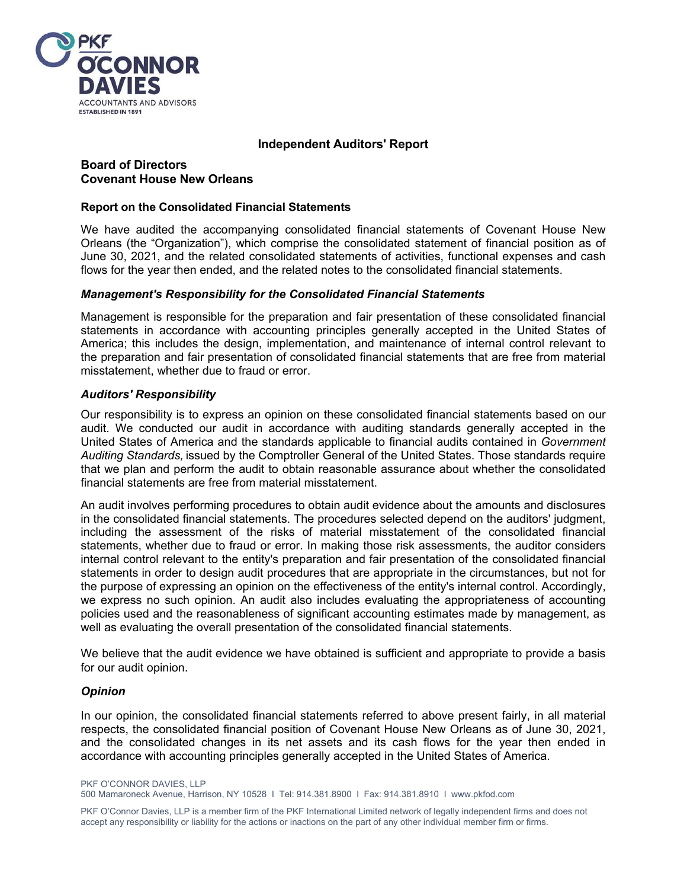# Independent Auditors' Report

**Board of Directors**
**Covenant House New Orleans**

## Report on the Consolidated Financial Statements

We have audited the accompanying consolidated financial statements of Covenant House New Orleans (the "Organization"), which comprise the consolidated statement of financial position as of June 30, 2021, and the related consolidated statements of activities, functional expenses and cash flows for the year then ended, and the related notes to the consolidated financial statements.

### *Management's Responsibility for the Consolidated Financial Statements*

Management is responsible for the preparation and fair presentation of these consolidated financial statements in accordance with accounting principles generally accepted in the United States of America; this includes the design, implementation, and maintenance of internal control relevant to the preparation and fair presentation of consolidated financial statements that are free from material misstatement, whether due to fraud or error.

### *Auditors' Responsibility*

Our responsibility is to express an opinion on these consolidated financial statements based on our audit. We conducted our audit in accordance with auditing standards generally accepted in the United States of America and the standards applicable to financial audits contained in *Government Auditing Standards,* issued by the Comptroller General of the United States. Those standards require that we plan and perform the audit to obtain reasonable assurance about whether the consolidated financial statements are free from material misstatement.

An audit involves performing procedures to obtain audit evidence about the amounts and disclosures in the consolidated financial statements. The procedures selected depend on the auditors' judgment, including the assessment of the risks of material misstatement of the consolidated financial statements, whether due to fraud or error. In making those risk assessments, the auditor considers internal control relevant to the entity's preparation and fair presentation of the consolidated financial statements in order to design audit procedures that are appropriate in the circumstances, but not for the purpose of expressing an opinion on the effectiveness of the entity's internal control. Accordingly, we express no such opinion. An audit also includes evaluating the appropriateness of accounting policies used and the reasonableness of significant accounting estimates made by management, as well as evaluating the overall presentation of the consolidated financial statements.

We believe that the audit evidence we have obtained is sufficient and appropriate to provide a basis for our audit opinion.

### *Opinion*

In our opinion, the consolidated financial statements referred to above present fairly, in all material respects, the consolidated financial position of Covenant House New Orleans as of June 30, 2021, and the consolidated changes in its net assets and its cash flows for the year then ended in accordance with accounting principles generally accepted in the United States of America.

PKF O'CONNOR DAVIES, LLP
500 Mamaroneck Avenue, Harrison, NY 10528 I Tel: 914.381.8900 I Fax: 914.381.8910 I www.pkfod.com

PKF O'Connor Davies, LLP is a member firm of the PKF International Limited network of legally independent firms and does not accept any responsibility or liability for the actions or inactions on the part of any other individual member firm or firms.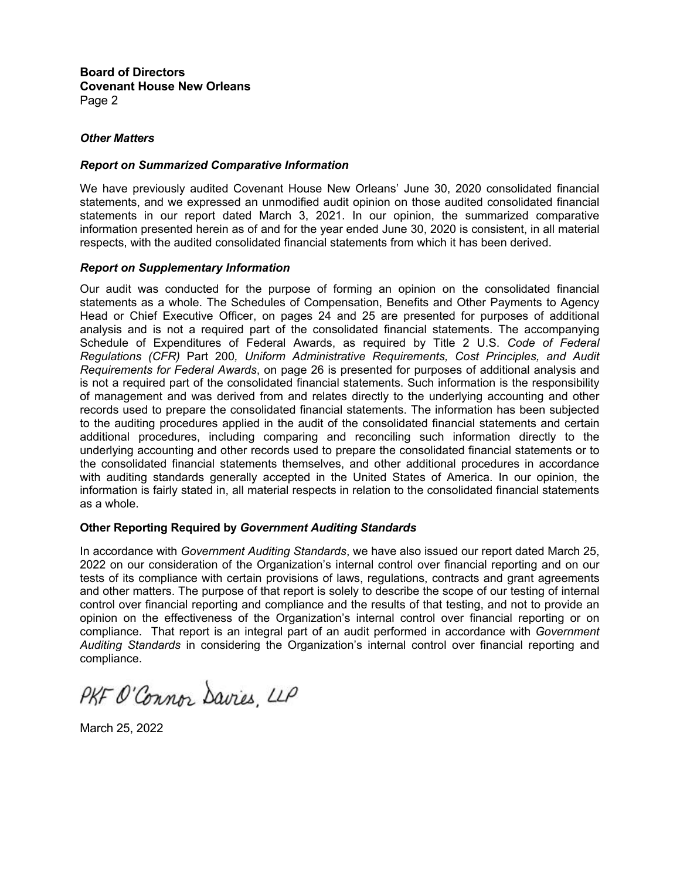**Board of Directors**
**Covenant House New Orleans**
Page 2

***Other Matters***

***Report on Summarized Comparative Information***

We have previously audited Covenant House New Orleans' June 30, 2020 consolidated financial statements, and we expressed an unmodified audit opinion on those audited consolidated financial statements in our report dated March 3, 2021. In our opinion, the summarized comparative information presented herein as of and for the year ended June 30, 2020 is consistent, in all material respects, with the audited consolidated financial statements from which it has been derived.

***Report on Supplementary Information***

Our audit was conducted for the purpose of forming an opinion on the consolidated financial statements as a whole. The Schedules of Compensation, Benefits and Other Payments to Agency Head or Chief Executive Officer, on pages 24 and 25 are presented for purposes of additional analysis and is not a required part of the consolidated financial statements. The accompanying Schedule of Expenditures of Federal Awards, as required by Title 2 U.S. *Code of Federal Regulations (CFR)* Part 200*, Uniform Administrative Requirements, Cost Principles, and Audit Requirements for Federal Awards*, on page 26 is presented for purposes of additional analysis and is not a required part of the consolidated financial statements. Such information is the responsibility of management and was derived from and relates directly to the underlying accounting and other records used to prepare the consolidated financial statements. The information has been subjected to the auditing procedures applied in the audit of the consolidated financial statements and certain additional procedures, including comparing and reconciling such information directly to the underlying accounting and other records used to prepare the consolidated financial statements or to the consolidated financial statements themselves, and other additional procedures in accordance with auditing standards generally accepted in the United States of America. In our opinion, the information is fairly stated in, all material respects in relation to the consolidated financial statements as a whole.

**Other Reporting Required by *Government Auditing Standards***

In accordance with *Government Auditing Standards*, we have also issued our report dated March 25, 2022 on our consideration of the Organization's internal control over financial reporting and on our tests of its compliance with certain provisions of laws, regulations, contracts and grant agreements and other matters. The purpose of that report is solely to describe the scope of our testing of internal control over financial reporting and compliance and the results of that testing, and not to provide an opinion on the effectiveness of the Organization's internal control over financial reporting or on compliance. That report is an integral part of an audit performed in accordance with *Government Auditing Standards* in considering the Organization's internal control over financial reporting and compliance.

PKF O'Connor Davies, LLP

March 25, 2022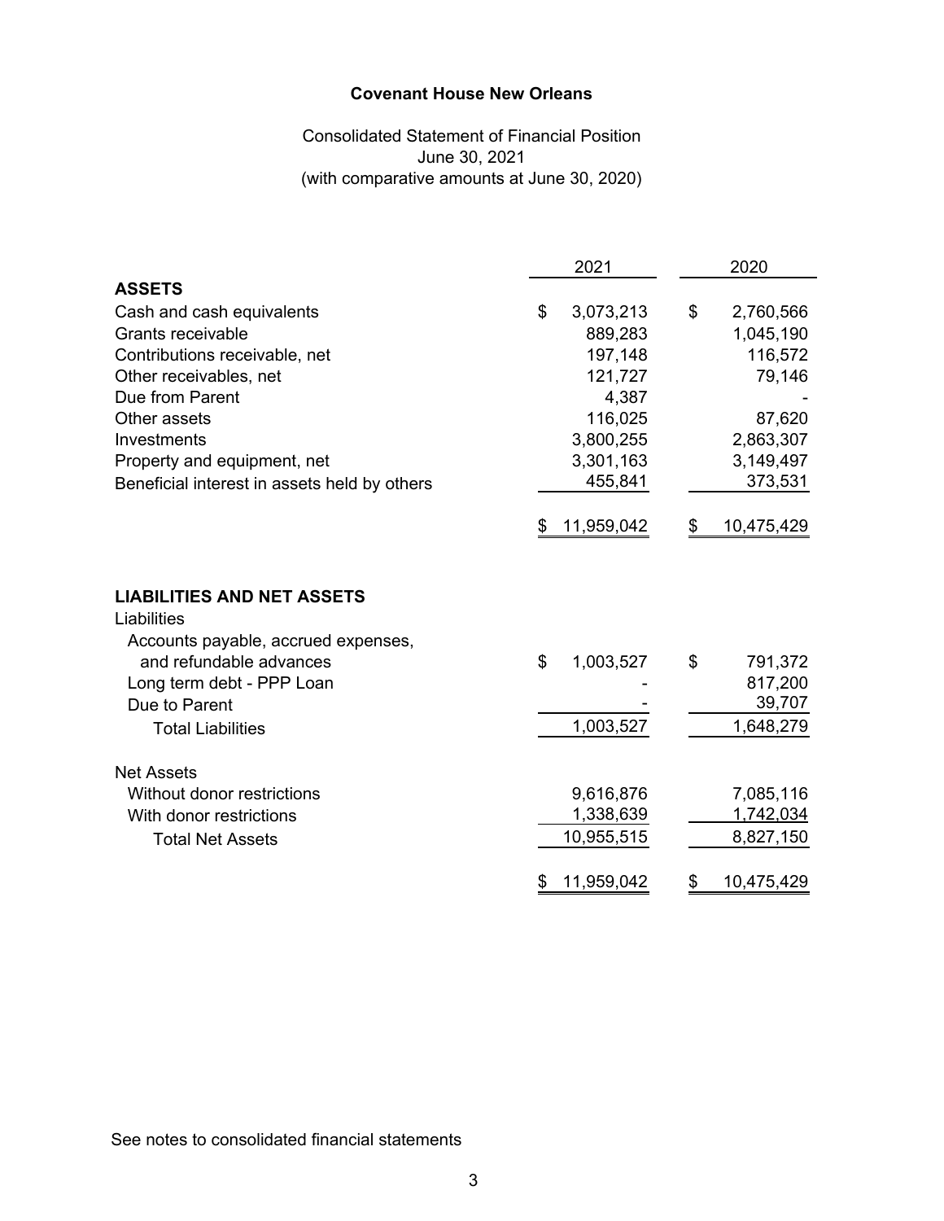**Covenant House New Orleans**

Consolidated Statement of Financial Position
June 30, 2021
(with comparative amounts at June 30, 2020)

| | 2021 | 2020 |
|---|---|---|
| **ASSETS** | | |
| Cash and cash equivalents | $ 3,073,213 | $ 2,760,566 |
| Grants receivable | 889,283 | 1,045,190 |
| Contributions receivable, net | 197,148 | 116,572 |
| Other receivables, net | 121,727 | 79,146 |
| Due from Parent | 4,387 | - |
| Other assets | 116,025 | 87,620 |
| Investments | 3,800,255 | 2,863,307 |
| Property and equipment, net | 3,301,163 | 3,149,497 |
| Beneficial interest in assets held by others | 455,841 | 373,531 |
| | $ 11,959,042 | $ 10,475,429 |
| **LIABILITIES AND NET ASSETS** | | |
| Liabilities | | |
| Accounts payable, accrued expenses, and refundable advances | $ 1,003,527 | $ 791,372 |
| Long term debt - PPP Loan | - | 817,200 |
| Due to Parent | - | 39,707 |
| Total Liabilities | 1,003,527 | 1,648,279 |
| Net Assets | | |
| Without donor restrictions | 9,616,876 | 7,085,116 |
| With donor restrictions | 1,338,639 | 1,742,034 |
| Total Net Assets | 10,955,515 | 8,827,150 |
| | $ 11,959,042 | $ 10,475,429 |

See notes to consolidated financial statements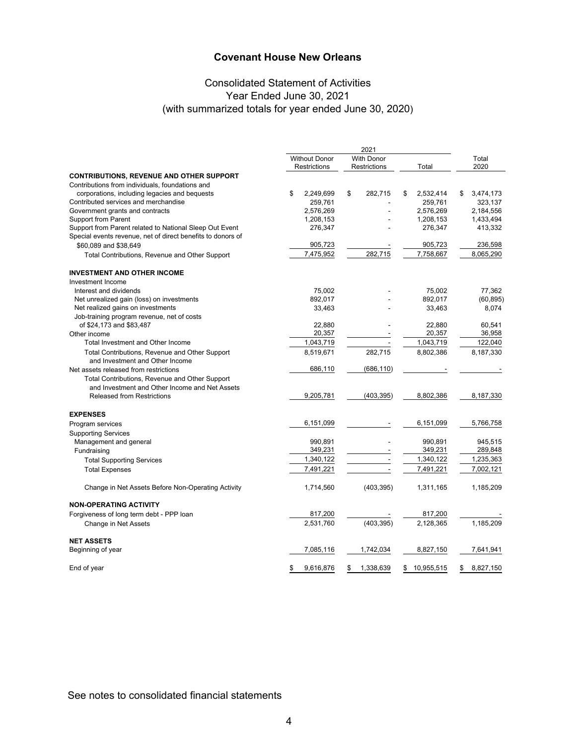# Covenant House New Orleans

## Consolidated Statement of Activities
## Year Ended June 30, 2021
## (with summarized totals for year ended June 30, 2020)

| | 2021 | | | |
|---|---|---|---|---|
| | Without Donor Restrictions | With Donor Restrictions | Total | Total 2020 |
| **CONTRIBUTIONS, REVENUE AND OTHER SUPPORT** | | | | |
| Contributions from individuals, foundations and corporations, including legacies and bequests | $ 2,249,699 | $ 282,715 | $ 2,532,414 | $ 3,474,173 |
| Contributed services and merchandise | 259,761 | - | 259,761 | 323,137 |
| Government grants and contracts | 2,576,269 | - | 2,576,269 | 2,184,556 |
| Support from Parent | 1,208,153 | - | 1,208,153 | 1,433,494 |
| Support from Parent related to National Sleep Out Event | 276,347 | - | 276,347 | 413,332 |
| Special events revenue, net of direct benefits to donors of $60,089 and $38,649 | 905,723 | - | 905,723 | 236,598 |
| Total Contributions, Revenue and Other Support | 7,475,952 | 282,715 | 7,758,667 | 8,065,290 |
| **INVESTMENT AND OTHER INCOME** | | | | |
| Investment Income | | | | |
| Interest and dividends | 75,002 | - | 75,002 | 77,362 |
| Net unrealized gain (loss) on investments | 892,017 | - | 892,017 | (60,895) |
| Net realized gains on investments | 33,463 | - | 33,463 | 8,074 |
| Job-training program revenue, net of costs of $24,173 and $83,487 | 22,880 | - | 22,880 | 60,541 |
| Other income | 20,357 | - | 20,357 | 36,958 |
| Total Investment and Other Income | 1,043,719 | - | 1,043,719 | 122,040 |
| Total Contributions, Revenue and Other Support and Investment and Other Income | 8,519,671 | 282,715 | 8,802,386 | 8,187,330 |
| Net assets released from restrictions | 686,110 | (686,110) | - | - |
| Total Contributions, Revenue and Other Support and Investment and Other Income and Net Assets Released from Restrictions | 9,205,781 | (403,395) | 8,802,386 | 8,187,330 |
| **EXPENSES** | | | | |
| Program services | 6,151,099 | - | 6,151,099 | 5,766,758 |
| Supporting Services | | | | |
| Management and general | 990,891 | - | 990,891 | 945,515 |
| Fundraising | 349,231 | - | 349,231 | 289,848 |
| Total Supporting Services | 1,340,122 | - | 1,340,122 | 1,235,363 |
| Total Expenses | 7,491,221 | - | 7,491,221 | 7,002,121 |
| Change in Net Assets Before Non-Operating Activity | 1,714,560 | (403,395) | 1,311,165 | 1,185,209 |
| **NON-OPERATING ACTIVITY** | | | | |
| Forgiveness of long term debt - PPP loan | 817,200 | - | 817,200 | - |
| Change in Net Assets | 2,531,760 | (403,395) | 2,128,365 | 1,185,209 |
| **NET ASSETS** | | | | |
| Beginning of year | 7,085,116 | 1,742,034 | 8,827,150 | 7,641,941 |
| End of year | $ 9,616,876 | $ 1,338,639 | $ 10,955,515 | $ 8,827,150 |

See notes to consolidated financial statements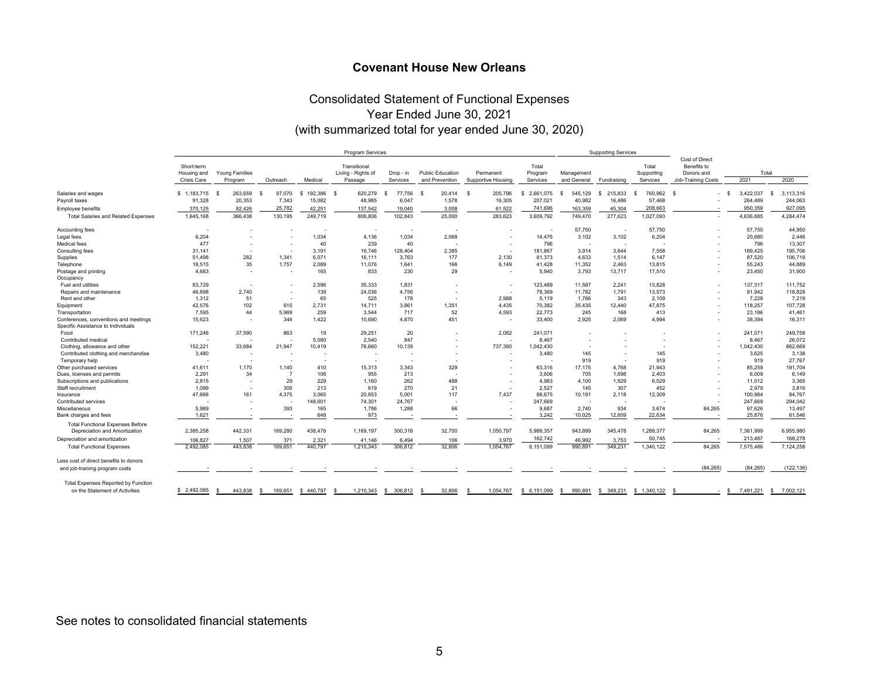# Covenant House New Orleans

## Consolidated Statement of Functional Expenses
## Year Ended June 30, 2021
## (with summarized total for year ended June 30, 2020)

| | Program Services | | | | | | | | | Supporting Services | | | Cost of Direct Benefits to Donors and Job-Training Costs | Total | |
|---|---|---|---|---|---|---|---|---|---|---|---|---|---|---|---|
| | Short-term Housing and Crisis Care | Young Families Program | Outreach | Medical | Transitional Living - Rights of Passage | Drop - in Services | Public Education and Prevention | Permanent Supportive Housing | Total Program Services | Management and General | Fundraising | Total Supporting Services | | 2021 | 2020 |
| Salaries and wages | $ 1,183,715 | $ 263,659 | $ 97,070 | $ 192,386 | $ 620,279 | $ 77,756 | $ 20,414 | $ 205,796 | $ 2,661,075 | $ 545,129 | $ 215,833 | $ 760,962 | $ - | $ 3,422,037 | $ 3,113,316 |
| Payroll taxes | 91,328 | 20,353 | 7,343 | 15,082 | 48,985 | 6,047 | 1,578 | 16,305 | 207,021 | 40,982 | 16,486 | 57,468 | - | 264,489 | 244,063 |
| Employee benefits | 370,125 | 82,426 | 25,782 | 42,251 | 137,542 | 19,040 | 3,008 | 61,522 | 741,696 | 163,359 | 45,304 | 208,663 | - | 950,359 | 927,095 |
| Total Salaries and Related Expenses | 1,645,168 | 366,438 | 130,195 | 249,719 | 806,806 | 102,843 | 25,000 | 283,623 | 3,609,792 | 749,470 | 277,623 | 1,027,093 | - | 4,636,885 | 4,284,474 |
| Accounting fees | - | - | - | - | - | - | - | - | - | 57,750 | - | 57,750 | - | 57,750 | 44,950 |
| Legal fees | 6,204 | - | - | 1,034 | 4,136 | 1,034 | 2,068 | - | 14,476 | 3,102 | 3,102 | 6,204 | - | 20,680 | 2,446 |
| Medical fees | 477 | - | - | 40 | 239 | 40 | - | - | 796 | - | - | - | - | 796 | 13,307 |
| Consulting fees | 31,141 | - | - | 3,191 | 16,746 | 128,404 | 2,385 | - | 181,867 | 3,914 | 3,644 | 7,558 | - | 189,425 | 195,706 |
| Supplies | 51,498 | 282 | 1,341 | 6,071 | 16,111 | 3,763 | 177 | 2,130 | 81,373 | 4,633 | 1,514 | 6,147 | - | 87,520 | 106,719 |
| Telephone | 18,515 | 35 | 1,757 | 2,089 | 11,076 | 1,641 | 166 | 6,149 | 41,428 | 11,352 | 2,463 | 13,815 | - | 55,243 | 44,889 |
| Postage and printing | 4,683 | - | - | 165 | 833 | 230 | 29 | - | 5,940 | 3,793 | 13,717 | 17,510 | - | 23,450 | 31,900 |
| Occupancy | | | | | | | | | | | | | | | |
| Fuel and utilities | 83,729 | - | - | 2,596 | 35,333 | 1,831 | - | - | 123,489 | 11,587 | 2,241 | 13,828 | - | 137,317 | 111,752 |
| Repairs and maintenance | 46,698 | 2,740 | - | 139 | 24,036 | 4,756 | - | - | 78,369 | 11,782 | 1,791 | 13,573 | - | 91,942 | 118,828 |
| Rent and other | 1,312 | 51 | - | 65 | 525 | 178 | - | 2,988 | 5,119 | 1,766 | 343 | 2,109 | - | 7,228 | 7,219 |
| Equipment | 42,576 | 102 | 615 | 2,731 | 14,711 | 3,861 | 1,351 | 4,435 | 70,382 | 35,435 | 12,440 | 47,875 | - | 118,257 | 107,728 |
| Transportation | 7,595 | 44 | 5,969 | 259 | 3,544 | 717 | 52 | 4,593 | 22,773 | 245 | 168 | 413 | - | 23,186 | 41,461 |
| Conferences, conventions and meetings | 15,623 | - | 344 | 1,422 | 10,690 | 4,870 | 451 | - | 33,400 | 2,925 | 2,069 | 4,994 | - | 38,394 | 16,311 |
| Specific Assistance to Individuals | | | | | | | | | | | | | | | |
| Food | 171,246 | 37,590 | 863 | 19 | 29,251 | 20 | - | 2,082 | 241,071 | - | - | - | - | 241,071 | 249,758 |
| Contributed medical | - | - | - | 5,080 | 2,540 | 847 | - | - | 8,467 | - | - | - | - | 8,467 | 26,072 |
| Clothing, allowance and other | 152,221 | 33,684 | 21,947 | 10,419 | 76,660 | 10,139 | - | 737,360 | 1,042,430 | - | - | - | - | 1,042,430 | 862,669 |
| Contributed clothing and merchandise | 3,480 | - | - | - | - | - | - | - | 3,480 | 145 | - | 145 | - | 3,625 | 3,138 |
| Temporary help | - | - | - | - | - | - | - | - | - | 919 | - | 919 | - | 919 | 27,767 |
| Other purchased services | 41,611 | 1,170 | 1,140 | 410 | 15,313 | 3,343 | 329 | - | 63,316 | 17,175 | 4,768 | 21,943 | - | 85,259 | 191,704 |
| Dues, licenses and permits | 2,291 | 34 | 7 | 106 | 955 | 213 | - | - | 3,606 | 705 | 1,698 | 2,403 | - | 6,009 | 6,149 |
| Subscriptions and publications | 2,815 | - | 29 | 229 | 1,160 | 262 | 488 | - | 4,983 | 4,100 | 1,929 | 6,029 | - | 11,012 | 3,365 |
| Staff recruitment | 1,099 | - | 305 | 213 | 619 | 270 | 21 | - | 2,527 | 145 | 307 | 452 | - | 2,979 | 3,816 |
| Insurance | 47,666 | 161 | 4,375 | 3,065 | 20,853 | 5,001 | 117 | 7,437 | 88,675 | 10,191 | 2,118 | 12,309 | - | 100,984 | 84,767 |
| Contributed services | - | - | - | 148,601 | 74,301 | 24,767 | - | - | 247,669 | - | - | - | - | 247,669 | 294,042 |
| Miscellaneous | 5,989 | - | 393 | 165 | 1,786 | 1,288 | 66 | - | 9,687 | 2,740 | 934 | 3,674 | 84,265 | 97,626 | 13,497 |
| Bank charges and fees | 1,621 | - | - | 648 | 973 | - | - | - | 3,242 | 10,025 | 12,609 | 22,634 | - | 25,876 | 61,546 |
| Total Functional Expenses Before Depreciation and Amortization | 2,385,258 | 442,331 | 169,280 | 438,476 | 1,169,197 | 300,318 | 32,700 | 1,050,797 | 5,988,357 | 943,899 | 345,478 | 1,289,377 | 84,265 | 7,361,999 | 6,955,980 |
| Depreciation and amortization | 106,827 | 1,507 | 371 | 2,321 | 41,146 | 6,494 | 106 | 3,970 | 162,742 | 46,992 | 3,753 | 50,745 | - | 213,487 | 168,278 |
| Total Functional Expenses | 2,492,085 | 443,838 | 169,651 | 440,797 | 1,210,343 | 306,812 | 32,806 | 1,054,767 | 6,151,099 | 990,891 | 349,231 | 1,340,122 | 84,265 | 7,575,486 | 7,124,258 |
| Less cost of direct benefits to donors and job-training program costs | - | - | - | - | - | - | - | - | - | - | - | - | (84,265) | (84,265) | (122,136) |
| Total Expenses Reported by Function on the Statement of Activities | $ 2,492,085 | $ 443,838 | $ 169,651 | $ 440,797 | $ 1,210,343 | $ 306,812 | $ 32,806 | $ 1,054,767 | $ 6,151,099 | $ 990,891 | $ 349,231 | $ 1,340,122 | $ - | $ 7,491,221 | $ 7,002,121 |

See notes to consolidated financial statements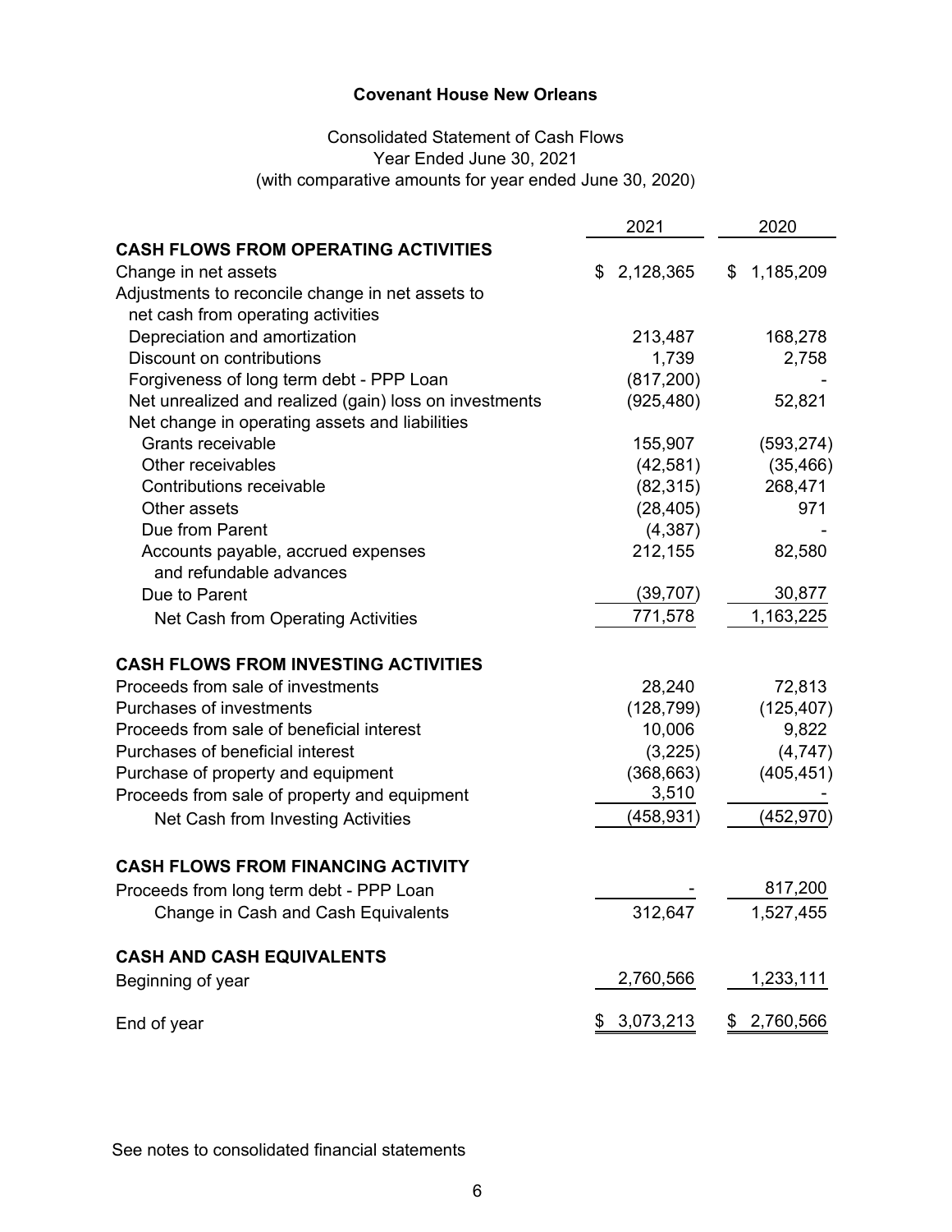# Covenant House New Orleans

Consolidated Statement of Cash Flows
Year Ended June 30, 2021
(with comparative amounts for year ended June 30, 2020)

| | 2021 | 2020 |
|---|---|---|
| **CASH FLOWS FROM OPERATING ACTIVITIES** | | |
| Change in net assets | $ 2,128,365 | $ 1,185,209 |
| Adjustments to reconcile change in net assets to net cash from operating activities | | |
| Depreciation and amortization | 213,487 | 168,278 |
| Discount on contributions | 1,739 | 2,758 |
| Forgiveness of long term debt - PPP Loan | (817,200) | - |
| Net unrealized and realized (gain) loss on investments | (925,480) | 52,821 |
| Net change in operating assets and liabilities | | |
| Grants receivable | 155,907 | (593,274) |
| Other receivables | (42,581) | (35,466) |
| Contributions receivable | (82,315) | 268,471 |
| Other assets | (28,405) | 971 |
| Due from Parent | (4,387) | - |
| Accounts payable, accrued expenses and refundable advances | 212,155 | 82,580 |
| Due to Parent | (39,707) | 30,877 |
| Net Cash from Operating Activities | 771,578 | 1,163,225 |
| **CASH FLOWS FROM INVESTING ACTIVITIES** | | |
| Proceeds from sale of investments | 28,240 | 72,813 |
| Purchases of investments | (128,799) | (125,407) |
| Proceeds from sale of beneficial interest | 10,006 | 9,822 |
| Purchases of beneficial interest | (3,225) | (4,747) |
| Purchase of property and equipment | (368,663) | (405,451) |
| Proceeds from sale of property and equipment | 3,510 | - |
| Net Cash from Investing Activities | (458,931) | (452,970) |
| **CASH FLOWS FROM FINANCING ACTIVITY** | | |
| Proceeds from long term debt - PPP Loan | - | 817,200 |
| Change in Cash and Cash Equivalents | 312,647 | 1,527,455 |
| **CASH AND CASH EQUIVALENTS** | | |
| Beginning of year | 2,760,566 | 1,233,111 |
| End of year | $ 3,073,213 | $ 2,760,566 |

See notes to consolidated financial statements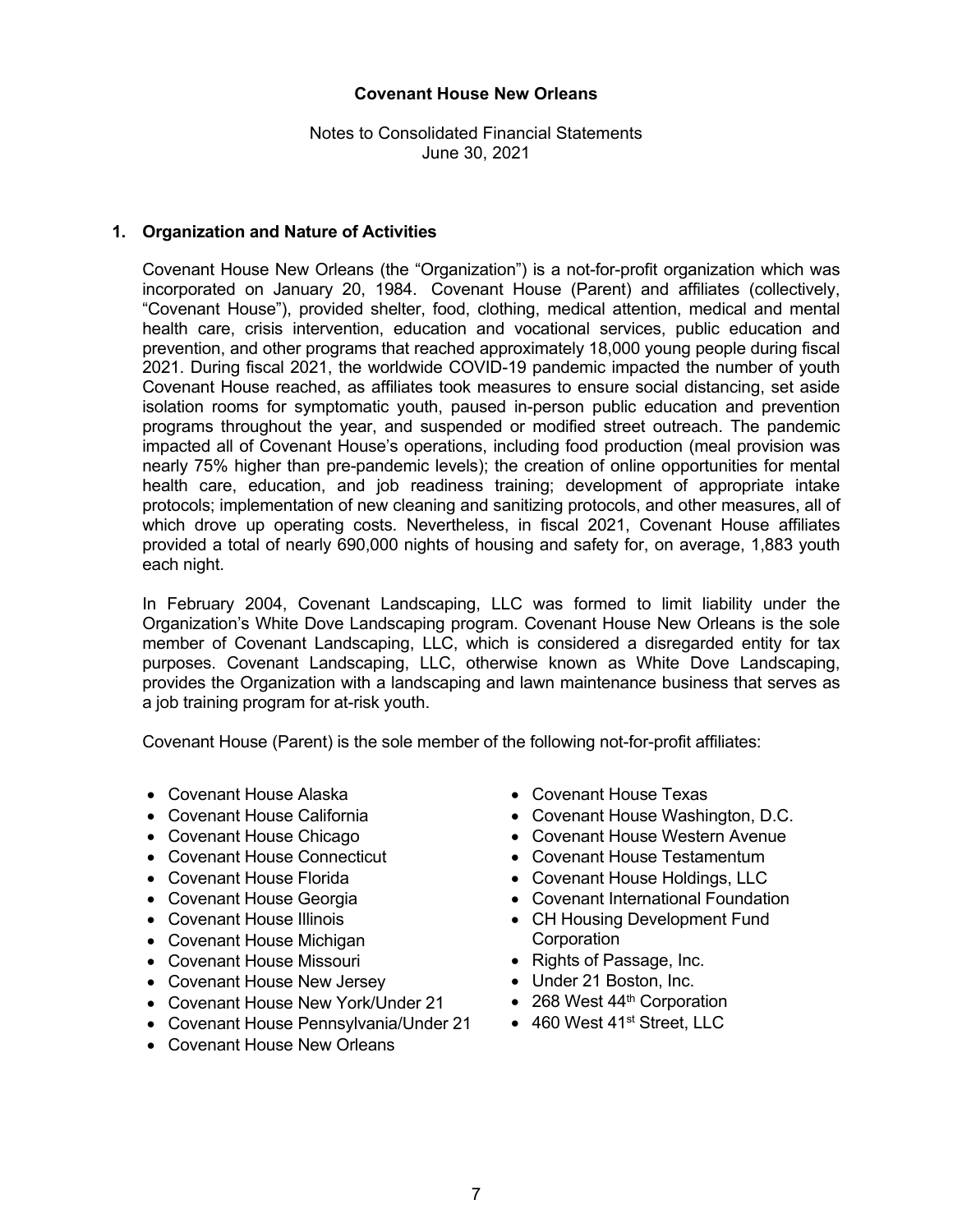# Covenant House New Orleans

Notes to Consolidated Financial Statements
June 30, 2021

## 1. Organization and Nature of Activities

Covenant House New Orleans (the "Organization") is a not-for-profit organization which was incorporated on January 20, 1984. Covenant House (Parent) and affiliates (collectively, "Covenant House"), provided shelter, food, clothing, medical attention, medical and mental health care, crisis intervention, education and vocational services, public education and prevention, and other programs that reached approximately 18,000 young people during fiscal 2021. During fiscal 2021, the worldwide COVID-19 pandemic impacted the number of youth Covenant House reached, as affiliates took measures to ensure social distancing, set aside isolation rooms for symptomatic youth, paused in-person public education and prevention programs throughout the year, and suspended or modified street outreach. The pandemic impacted all of Covenant House's operations, including food production (meal provision was nearly 75% higher than pre-pandemic levels); the creation of online opportunities for mental health care, education, and job readiness training; development of appropriate intake protocols; implementation of new cleaning and sanitizing protocols, and other measures, all of which drove up operating costs. Nevertheless, in fiscal 2021, Covenant House affiliates provided a total of nearly 690,000 nights of housing and safety for, on average, 1,883 youth each night.

In February 2004, Covenant Landscaping, LLC was formed to limit liability under the Organization's White Dove Landscaping program. Covenant House New Orleans is the sole member of Covenant Landscaping, LLC, which is considered a disregarded entity for tax purposes. Covenant Landscaping, LLC, otherwise known as White Dove Landscaping, provides the Organization with a landscaping and lawn maintenance business that serves as a job training program for at-risk youth.

Covenant House (Parent) is the sole member of the following not-for-profit affiliates:

- Covenant House Alaska
- Covenant House California
- Covenant House Chicago
- Covenant House Connecticut
- Covenant House Florida
- Covenant House Georgia
- Covenant House Illinois
- Covenant House Michigan
- Covenant House Missouri
- Covenant House New Jersey
- Covenant House New York/Under 21
- Covenant House Pennsylvania/Under 21
- Covenant House New Orleans
- Covenant House Texas
- Covenant House Washington, D.C.
- Covenant House Western Avenue
- Covenant House Testamentum
- Covenant House Holdings, LLC
- Covenant International Foundation
- CH Housing Development Fund Corporation
- Rights of Passage, Inc.
- Under 21 Boston, Inc.
- 268 West 44th Corporation
- 460 West 41st Street, LLC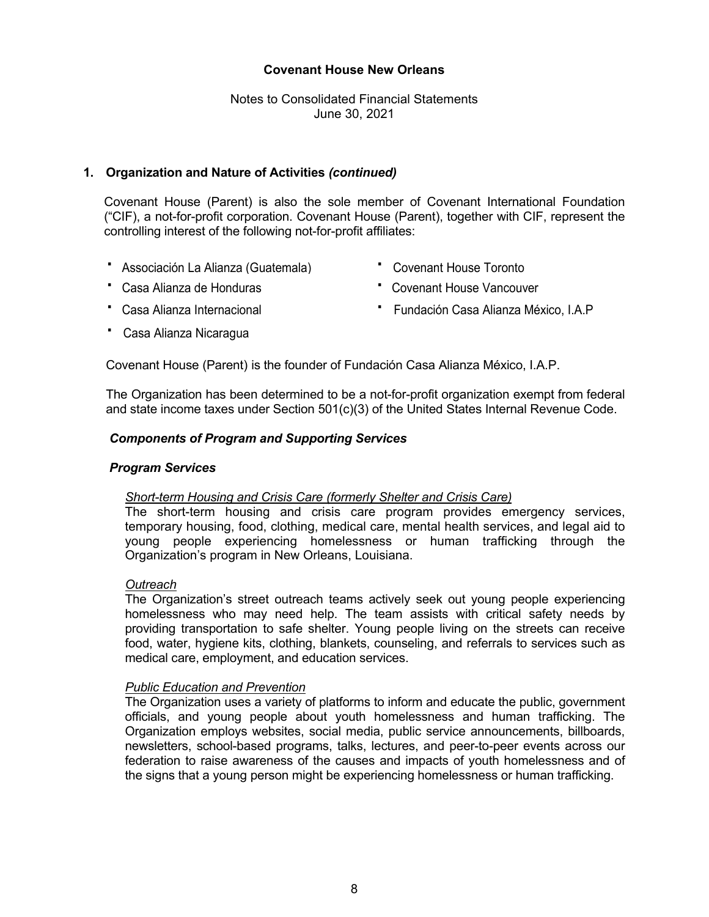## 1. Organization and Nature of Activities *(continued)*

Covenant House (Parent) is also the sole member of Covenant International Foundation ("CIF), a not-for-profit corporation. Covenant House (Parent), together with CIF, represent the controlling interest of the following not-for-profit affiliates:

- Associación La Alianza (Guatemala)
- Casa Alianza de Honduras
- Casa Alianza Internacional
- Casa Alianza Nicaragua
- Covenant House Toronto
- Covenant House Vancouver
- Fundación Casa Alianza México, I.A.P

Covenant House (Parent) is the founder of Fundación Casa Alianza México, I.A.P.

The Organization has been determined to be a not-for-profit organization exempt from federal and state income taxes under Section 501(c)(3) of the United States Internal Revenue Code.

### *Components of Program and Supporting Services*

#### *Program Services*

*Short-term Housing and Crisis Care (formerly Shelter and Crisis Care)*
The short-term housing and crisis care program provides emergency services, temporary housing, food, clothing, medical care, mental health services, and legal aid to young people experiencing homelessness or human trafficking through the Organization's program in New Orleans, Louisiana.

*Outreach*
The Organization's street outreach teams actively seek out young people experiencing homelessness who may need help. The team assists with critical safety needs by providing transportation to safe shelter. Young people living on the streets can receive food, water, hygiene kits, clothing, blankets, counseling, and referrals to services such as medical care, employment, and education services.

*Public Education and Prevention*
The Organization uses a variety of platforms to inform and educate the public, government officials, and young people about youth homelessness and human trafficking. The Organization employs websites, social media, public service announcements, billboards, newsletters, school-based programs, talks, lectures, and peer-to-peer events across our federation to raise awareness of the causes and impacts of youth homelessness and of the signs that a young person might be experiencing homelessness or human trafficking.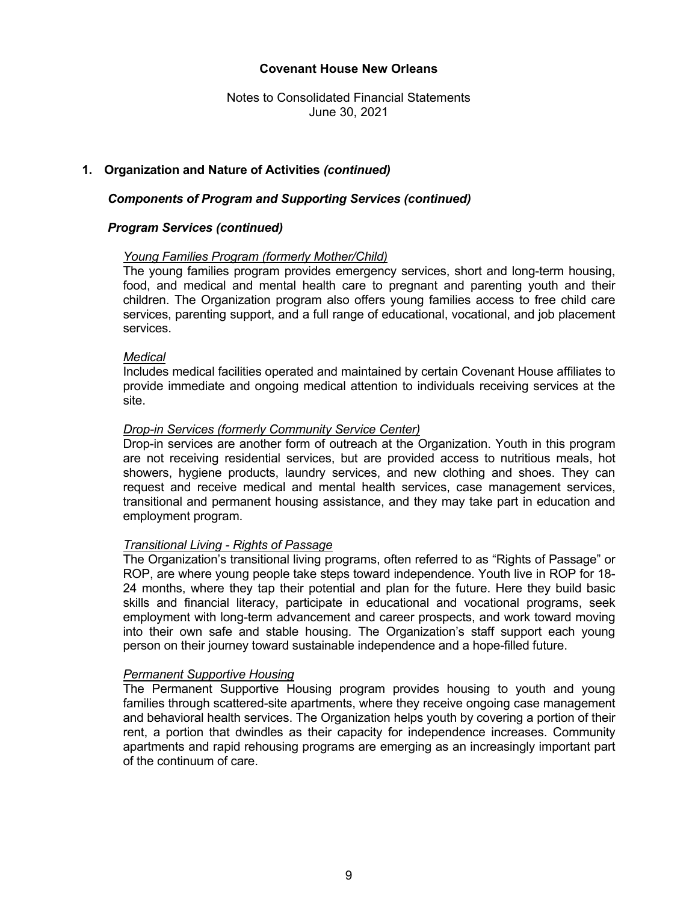# Covenant House New Orleans

Notes to Consolidated Financial Statements
June 30, 2021

## 1. Organization and Nature of Activities *(continued)*

### *Components of Program and Supporting Services (continued)*

### *Program Services (continued)*

*Young Families Program (formerly Mother/Child)*
The young families program provides emergency services, short and long-term housing, food, and medical and mental health care to pregnant and parenting youth and their children. The Organization program also offers young families access to free child care services, parenting support, and a full range of educational, vocational, and job placement services.

*Medical*
Includes medical facilities operated and maintained by certain Covenant House affiliates to provide immediate and ongoing medical attention to individuals receiving services at the site.

*Drop-in Services (formerly Community Service Center)*
Drop-in services are another form of outreach at the Organization. Youth in this program are not receiving residential services, but are provided access to nutritious meals, hot showers, hygiene products, laundry services, and new clothing and shoes. They can request and receive medical and mental health services, case management services, transitional and permanent housing assistance, and they may take part in education and employment program.

*Transitional Living - Rights of Passage*
The Organization's transitional living programs, often referred to as "Rights of Passage" or ROP, are where young people take steps toward independence. Youth live in ROP for 18-24 months, where they tap their potential and plan for the future. Here they build basic skills and financial literacy, participate in educational and vocational programs, seek employment with long-term advancement and career prospects, and work toward moving into their own safe and stable housing. The Organization's staff support each young person on their journey toward sustainable independence and a hope-filled future.

*Permanent Supportive Housing*
The Permanent Supportive Housing program provides housing to youth and young families through scattered-site apartments, where they receive ongoing case management and behavioral health services. The Organization helps youth by covering a portion of their rent, a portion that dwindles as their capacity for independence increases. Community apartments and rapid rehousing programs are emerging as an increasingly important part of the continuum of care.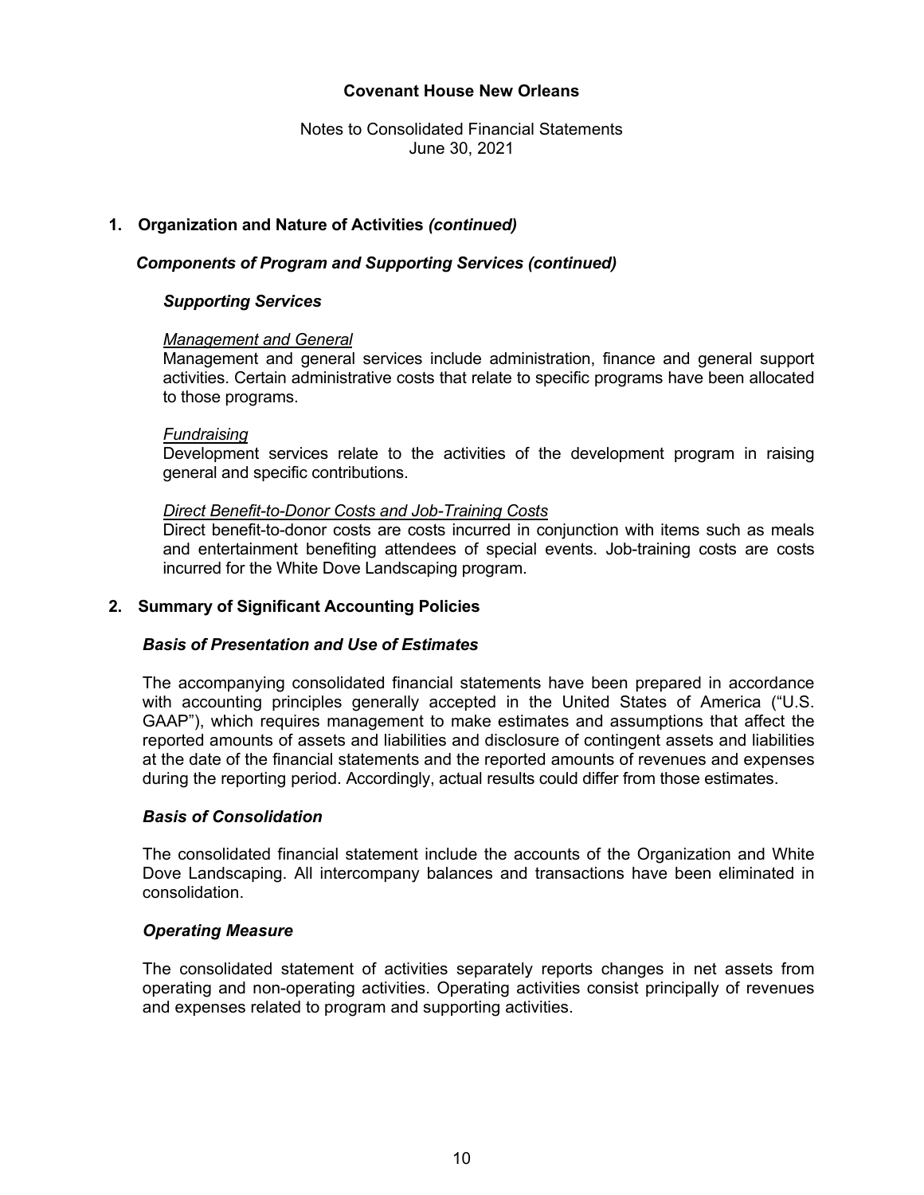**Covenant House New Orleans**

Notes to Consolidated Financial Statements
June 30, 2021

## 1. Organization and Nature of Activities *(continued)*

### *Components of Program and Supporting Services (continued)*

#### *Supporting Services*

*Management and General*
Management and general services include administration, finance and general support activities. Certain administrative costs that relate to specific programs have been allocated to those programs.

*Fundraising*
Development services relate to the activities of the development program in raising general and specific contributions.

*Direct Benefit-to-Donor Costs and Job-Training Costs*
Direct benefit-to-donor costs are costs incurred in conjunction with items such as meals and entertainment benefiting attendees of special events. Job-training costs are costs incurred for the White Dove Landscaping program.

## 2. Summary of Significant Accounting Policies

### *Basis of Presentation and Use of Estimates*

The accompanying consolidated financial statements have been prepared in accordance with accounting principles generally accepted in the United States of America ("U.S. GAAP"), which requires management to make estimates and assumptions that affect the reported amounts of assets and liabilities and disclosure of contingent assets and liabilities at the date of the financial statements and the reported amounts of revenues and expenses during the reporting period. Accordingly, actual results could differ from those estimates.

### *Basis of Consolidation*

The consolidated financial statement include the accounts of the Organization and White Dove Landscaping. All intercompany balances and transactions have been eliminated in consolidation.

### *Operating Measure*

The consolidated statement of activities separately reports changes in net assets from operating and non-operating activities. Operating activities consist principally of revenues and expenses related to program and supporting activities.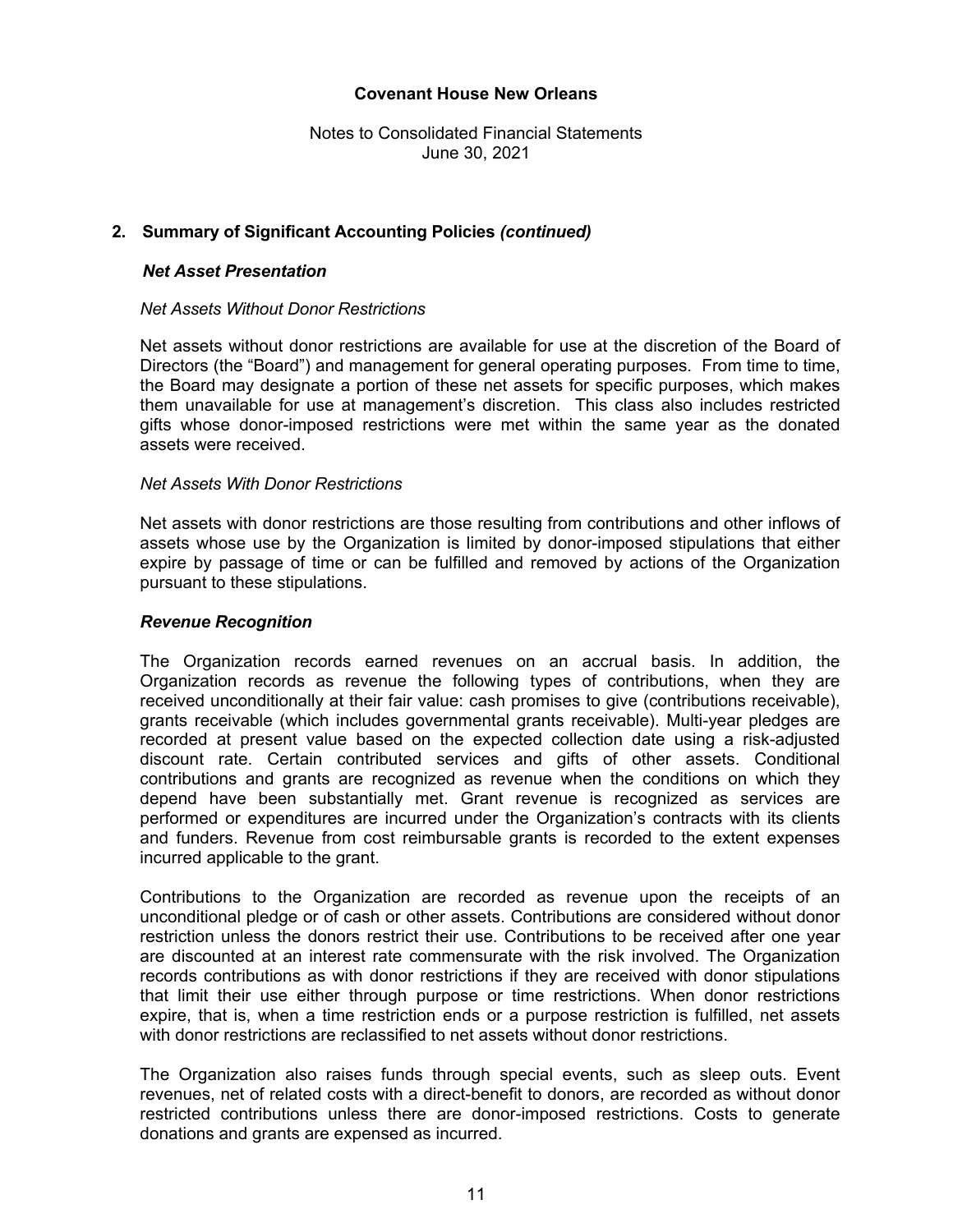## 2. Summary of Significant Accounting Policies *(continued)*

### *Net Asset Presentation*

*Net Assets Without Donor Restrictions*

Net assets without donor restrictions are available for use at the discretion of the Board of Directors (the "Board") and management for general operating purposes. From time to time, the Board may designate a portion of these net assets for specific purposes, which makes them unavailable for use at management's discretion. This class also includes restricted gifts whose donor-imposed restrictions were met within the same year as the donated assets were received.

*Net Assets With Donor Restrictions*

Net assets with donor restrictions are those resulting from contributions and other inflows of assets whose use by the Organization is limited by donor-imposed stipulations that either expire by passage of time or can be fulfilled and removed by actions of the Organization pursuant to these stipulations.

### *Revenue Recognition*

The Organization records earned revenues on an accrual basis. In addition, the Organization records as revenue the following types of contributions, when they are received unconditionally at their fair value: cash promises to give (contributions receivable), grants receivable (which includes governmental grants receivable). Multi-year pledges are recorded at present value based on the expected collection date using a risk-adjusted discount rate. Certain contributed services and gifts of other assets. Conditional contributions and grants are recognized as revenue when the conditions on which they depend have been substantially met. Grant revenue is recognized as services are performed or expenditures are incurred under the Organization's contracts with its clients and funders. Revenue from cost reimbursable grants is recorded to the extent expenses incurred applicable to the grant.

Contributions to the Organization are recorded as revenue upon the receipts of an unconditional pledge or of cash or other assets. Contributions are considered without donor restriction unless the donors restrict their use. Contributions to be received after one year are discounted at an interest rate commensurate with the risk involved. The Organization records contributions as with donor restrictions if they are received with donor stipulations that limit their use either through purpose or time restrictions. When donor restrictions expire, that is, when a time restriction ends or a purpose restriction is fulfilled, net assets with donor restrictions are reclassified to net assets without donor restrictions.

The Organization also raises funds through special events, such as sleep outs. Event revenues, net of related costs with a direct-benefit to donors, are recorded as without donor restricted contributions unless there are donor-imposed restrictions. Costs to generate donations and grants are expensed as incurred.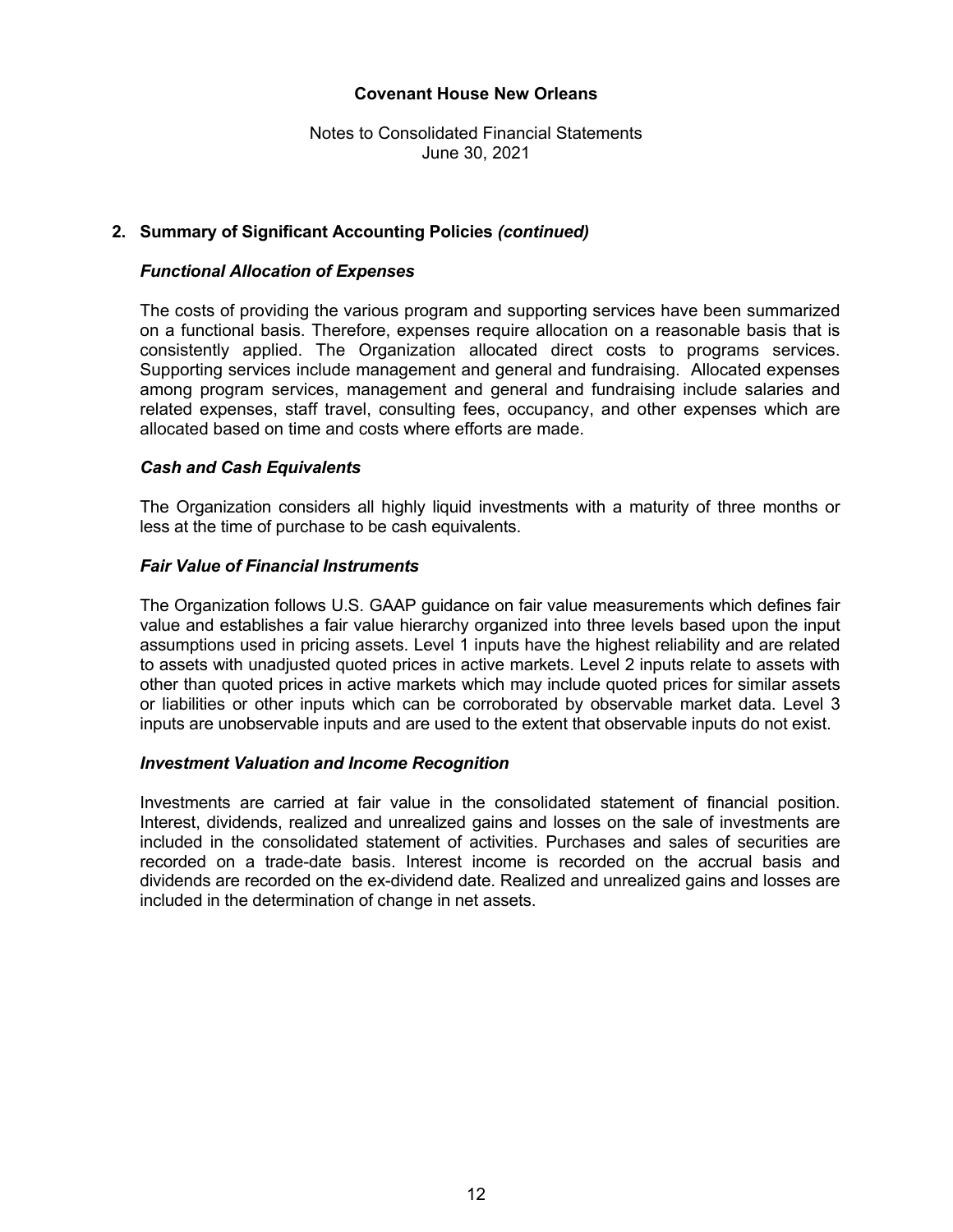## 2. Summary of Significant Accounting Policies *(continued)*

### *Functional Allocation of Expenses*

The costs of providing the various program and supporting services have been summarized on a functional basis. Therefore, expenses require allocation on a reasonable basis that is consistently applied. The Organization allocated direct costs to programs services. Supporting services include management and general and fundraising. Allocated expenses among program services, management and general and fundraising include salaries and related expenses, staff travel, consulting fees, occupancy, and other expenses which are allocated based on time and costs where efforts are made.

### *Cash and Cash Equivalents*

The Organization considers all highly liquid investments with a maturity of three months or less at the time of purchase to be cash equivalents.

### *Fair Value of Financial Instruments*

The Organization follows U.S. GAAP guidance on fair value measurements which defines fair value and establishes a fair value hierarchy organized into three levels based upon the input assumptions used in pricing assets. Level 1 inputs have the highest reliability and are related to assets with unadjusted quoted prices in active markets. Level 2 inputs relate to assets with other than quoted prices in active markets which may include quoted prices for similar assets or liabilities or other inputs which can be corroborated by observable market data. Level 3 inputs are unobservable inputs and are used to the extent that observable inputs do not exist.

### *Investment Valuation and Income Recognition*

Investments are carried at fair value in the consolidated statement of financial position. Interest, dividends, realized and unrealized gains and losses on the sale of investments are included in the consolidated statement of activities. Purchases and sales of securities are recorded on a trade-date basis. Interest income is recorded on the accrual basis and dividends are recorded on the ex-dividend date. Realized and unrealized gains and losses are included in the determination of change in net assets.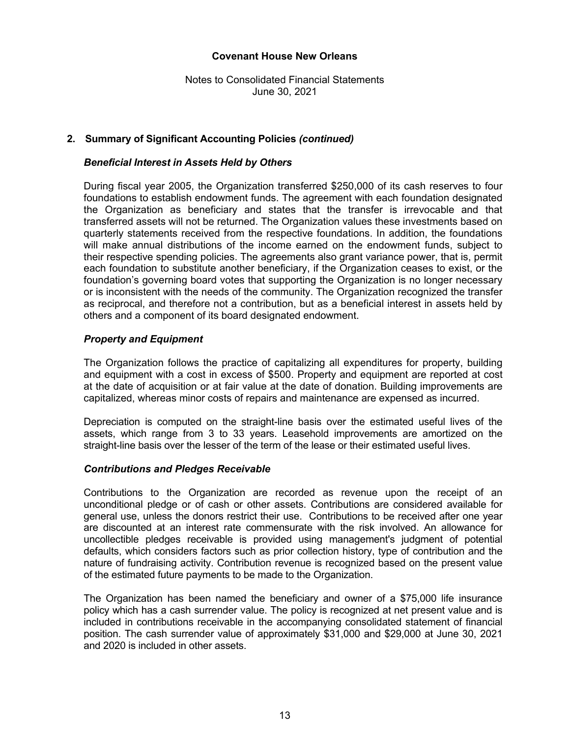# Covenant House New Orleans

Notes to Consolidated Financial Statements
June 30, 2021

## 2. Summary of Significant Accounting Policies *(continued)*

### *Beneficial Interest in Assets Held by Others*

During fiscal year 2005, the Organization transferred $250,000 of its cash reserves to four foundations to establish endowment funds. The agreement with each foundation designated the Organization as beneficiary and states that the transfer is irrevocable and that transferred assets will not be returned. The Organization values these investments based on quarterly statements received from the respective foundations. In addition, the foundations will make annual distributions of the income earned on the endowment funds, subject to their respective spending policies. The agreements also grant variance power, that is, permit each foundation to substitute another beneficiary, if the Organization ceases to exist, or the foundation's governing board votes that supporting the Organization is no longer necessary or is inconsistent with the needs of the community. The Organization recognized the transfer as reciprocal, and therefore not a contribution, but as a beneficial interest in assets held by others and a component of its board designated endowment.

### *Property and Equipment*

The Organization follows the practice of capitalizing all expenditures for property, building and equipment with a cost in excess of $500. Property and equipment are reported at cost at the date of acquisition or at fair value at the date of donation. Building improvements are capitalized, whereas minor costs of repairs and maintenance are expensed as incurred.

Depreciation is computed on the straight-line basis over the estimated useful lives of the assets, which range from 3 to 33 years. Leasehold improvements are amortized on the straight-line basis over the lesser of the term of the lease or their estimated useful lives.

### *Contributions and Pledges Receivable*

Contributions to the Organization are recorded as revenue upon the receipt of an unconditional pledge or of cash or other assets. Contributions are considered available for general use, unless the donors restrict their use. Contributions to be received after one year are discounted at an interest rate commensurate with the risk involved. An allowance for uncollectible pledges receivable is provided using management's judgment of potential defaults, which considers factors such as prior collection history, type of contribution and the nature of fundraising activity. Contribution revenue is recognized based on the present value of the estimated future payments to be made to the Organization.

The Organization has been named the beneficiary and owner of a $75,000 life insurance policy which has a cash surrender value. The policy is recognized at net present value and is included in contributions receivable in the accompanying consolidated statement of financial position. The cash surrender value of approximately $31,000 and $29,000 at June 30, 2021 and 2020 is included in other assets.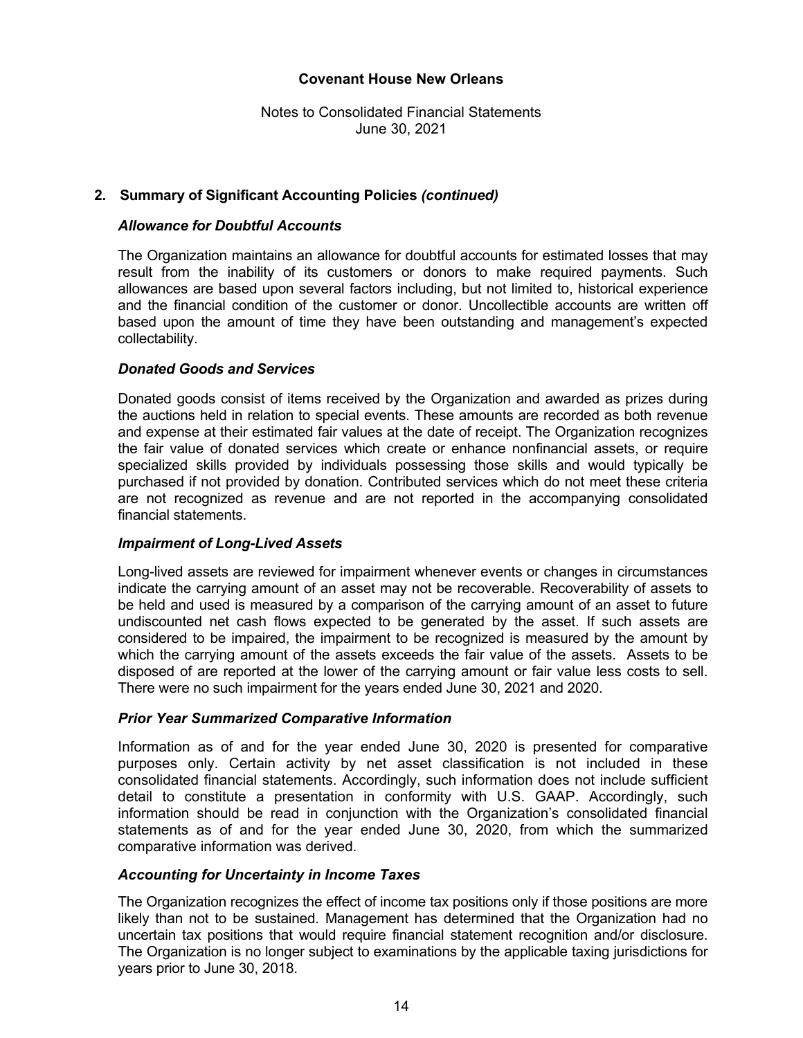## 2. Summary of Significant Accounting Policies *(continued)*

### *Allowance for Doubtful Accounts*

The Organization maintains an allowance for doubtful accounts for estimated losses that may result from the inability of its customers or donors to make required payments. Such allowances are based upon several factors including, but not limited to, historical experience and the financial condition of the customer or donor. Uncollectible accounts are written off based upon the amount of time they have been outstanding and management's expected collectability.

### *Donated Goods and Services*

Donated goods consist of items received by the Organization and awarded as prizes during the auctions held in relation to special events. These amounts are recorded as both revenue and expense at their estimated fair values at the date of receipt. The Organization recognizes the fair value of donated services which create or enhance nonfinancial assets, or require specialized skills provided by individuals possessing those skills and would typically be purchased if not provided by donation. Contributed services which do not meet these criteria are not recognized as revenue and are not reported in the accompanying consolidated financial statements.

### *Impairment of Long-Lived Assets*

Long-lived assets are reviewed for impairment whenever events or changes in circumstances indicate the carrying amount of an asset may not be recoverable. Recoverability of assets to be held and used is measured by a comparison of the carrying amount of an asset to future undiscounted net cash flows expected to be generated by the asset. If such assets are considered to be impaired, the impairment to be recognized is measured by the amount by which the carrying amount of the assets exceeds the fair value of the assets. Assets to be disposed of are reported at the lower of the carrying amount or fair value less costs to sell. There were no such impairment for the years ended June 30, 2021 and 2020.

### *Prior Year Summarized Comparative Information*

Information as of and for the year ended June 30, 2020 is presented for comparative purposes only. Certain activity by net asset classification is not included in these consolidated financial statements. Accordingly, such information does not include sufficient detail to constitute a presentation in conformity with U.S. GAAP. Accordingly, such information should be read in conjunction with the Organization's consolidated financial statements as of and for the year ended June 30, 2020, from which the summarized comparative information was derived.

### *Accounting for Uncertainty in Income Taxes*

The Organization recognizes the effect of income tax positions only if those positions are more likely than not to be sustained. Management has determined that the Organization had no uncertain tax positions that would require financial statement recognition and/or disclosure. The Organization is no longer subject to examinations by the applicable taxing jurisdictions for years prior to June 30, 2018.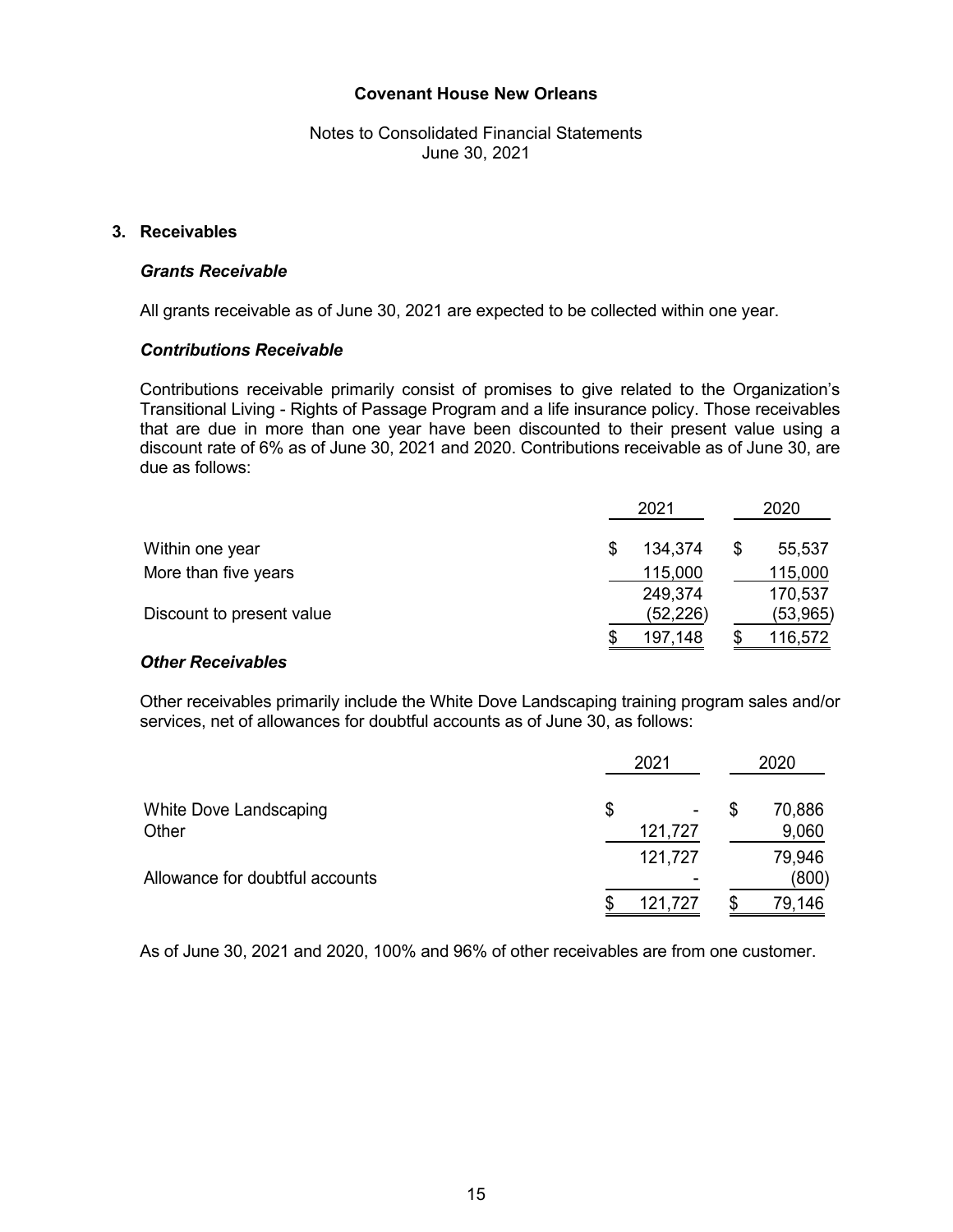**Covenant House New Orleans**

Notes to Consolidated Financial Statements
June 30, 2021

### 3. Receivables

***Grants Receivable***

All grants receivable as of June 30, 2021 are expected to be collected within one year.

***Contributions Receivable***

Contributions receivable primarily consist of promises to give related to the Organization's Transitional Living - Rights of Passage Program and a life insurance policy. Those receivables that are due in more than one year have been discounted to their present value using a discount rate of 6% as of June 30, 2021 and 2020. Contributions receivable as of June 30, are due as follows:

| | 2021 | 2020 |
|---|---|---|
| Within one year | $ 134,374 | $ 55,537 |
| More than five years | 115,000 | 115,000 |
| | 249,374 | 170,537 |
| Discount to present value | (52,226) | (53,965) |
| | $ 197,148 | $ 116,572 |

***Other Receivables***

Other receivables primarily include the White Dove Landscaping training program sales and/or services, net of allowances for doubtful accounts as of June 30, as follows:

| | 2021 | 2020 |
|---|---|---|
| White Dove Landscaping | $ - | $ 70,886 |
| Other | 121,727 | 9,060 |
| | 121,727 | 79,946 |
| Allowance for doubtful accounts | - | (800) |
| | $ 121,727 | $ 79,146 |

As of June 30, 2021 and 2020, 100% and 96% of other receivables are from one customer.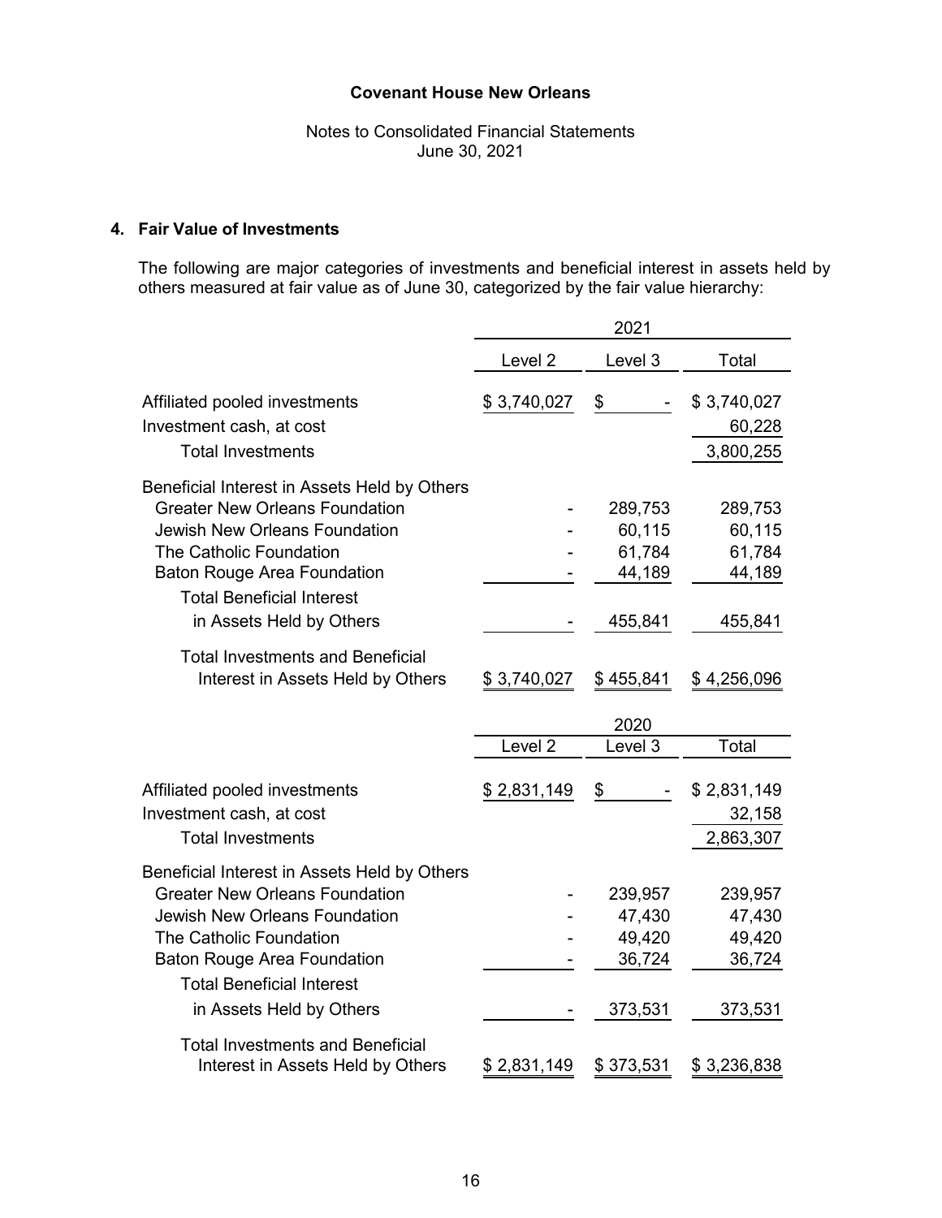**Covenant House New Orleans**

Notes to Consolidated Financial Statements
June 30, 2021

## 4. Fair Value of Investments

The following are major categories of investments and beneficial interest in assets held by others measured at fair value as of June 30, categorized by the fair value hierarchy:

| | 2021 | | |
|---|---|---|---|
| | Level 2 | Level 3 | Total |
| Affiliated pooled investments | $ 3,740,027 | $ - | $ 3,740,027 |
| Investment cash, at cost | | | 60,228 |
| Total Investments | | | 3,800,255 |
| Beneficial Interest in Assets Held by Others | | | |
| Greater New Orleans Foundation | - | 289,753 | 289,753 |
| Jewish New Orleans Foundation | - | 60,115 | 60,115 |
| The Catholic Foundation | - | 61,784 | 61,784 |
| Baton Rouge Area Foundation | - | 44,189 | 44,189 |
| Total Beneficial Interest in Assets Held by Others | - | 455,841 | 455,841 |
| Total Investments and Beneficial Interest in Assets Held by Others | $ 3,740,027 | $ 455,841 | $ 4,256,096 |

| | 2020 | | |
|---|---|---|---|
| | Level 2 | Level 3 | Total |
| Affiliated pooled investments | $ 2,831,149 | $ - | $ 2,831,149 |
| Investment cash, at cost | | | 32,158 |
| Total Investments | | | 2,863,307 |
| Beneficial Interest in Assets Held by Others | | | |
| Greater New Orleans Foundation | - | 239,957 | 239,957 |
| Jewish New Orleans Foundation | - | 47,430 | 47,430 |
| The Catholic Foundation | - | 49,420 | 49,420 |
| Baton Rouge Area Foundation | - | 36,724 | 36,724 |
| Total Beneficial Interest in Assets Held by Others | - | 373,531 | 373,531 |
| Total Investments and Beneficial Interest in Assets Held by Others | $ 2,831,149 | $ 373,531 | $ 3,236,838 |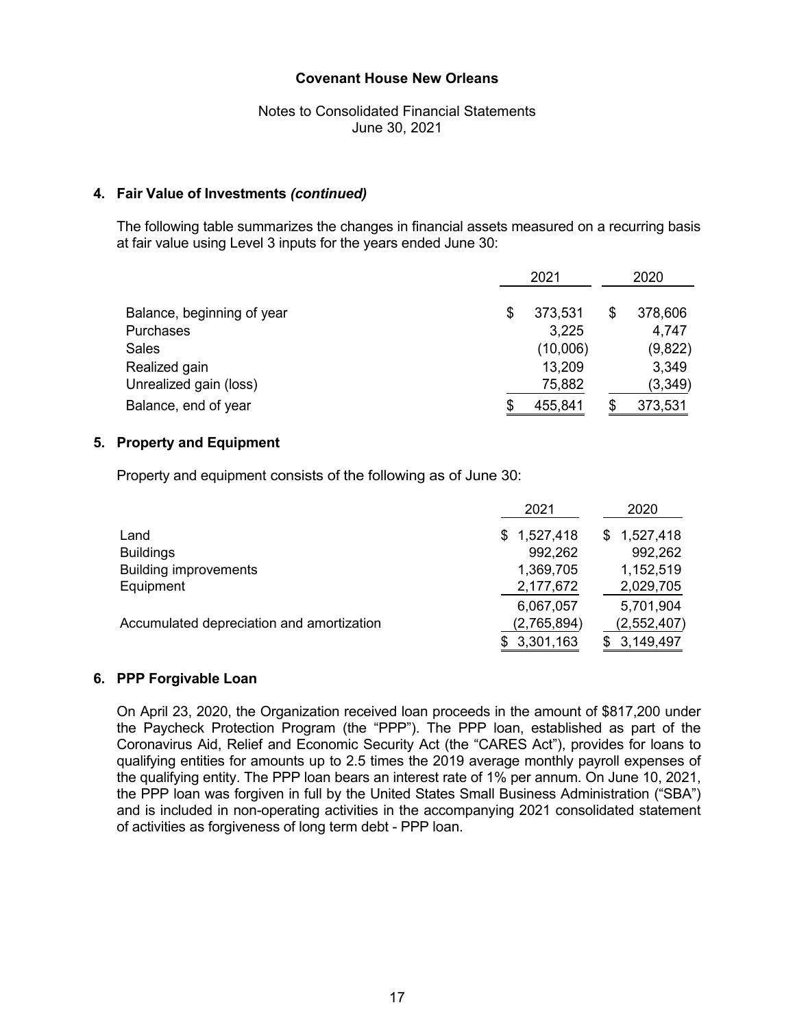**Covenant House New Orleans**

Notes to Consolidated Financial Statements
June 30, 2021

## 4. Fair Value of Investments *(continued)*

The following table summarizes the changes in financial assets measured on a recurring basis at fair value using Level 3 inputs for the years ended June 30:

| | 2021 | 2020 |
|---|---|---|
| Balance, beginning of year | $ 373,531 | $ 378,606 |
| Purchases | 3,225 | 4,747 |
| Sales | (10,006) | (9,822) |
| Realized gain | 13,209 | 3,349 |
| Unrealized gain (loss) | 75,882 | (3,349) |
| Balance, end of year | $ 455,841 | $ 373,531 |

## 5. Property and Equipment

Property and equipment consists of the following as of June 30:

| | 2021 | 2020 |
|---|---|---|
| Land | $ 1,527,418 | $ 1,527,418 |
| Buildings | 992,262 | 992,262 |
| Building improvements | 1,369,705 | 1,152,519 |
| Equipment | 2,177,672 | 2,029,705 |
| | 6,067,057 | 5,701,904 |
| Accumulated depreciation and amortization | (2,765,894) | (2,552,407) |
| | $ 3,301,163 | $ 3,149,497 |

## 6. PPP Forgivable Loan

On April 23, 2020, the Organization received loan proceeds in the amount of $817,200 under the Paycheck Protection Program (the "PPP"). The PPP loan, established as part of the Coronavirus Aid, Relief and Economic Security Act (the "CARES Act"), provides for loans to qualifying entities for amounts up to 2.5 times the 2019 average monthly payroll expenses of the qualifying entity. The PPP loan bears an interest rate of 1% per annum. On June 10, 2021, the PPP loan was forgiven in full by the United States Small Business Administration ("SBA") and is included in non-operating activities in the accompanying 2021 consolidated statement of activities as forgiveness of long term debt - PPP loan.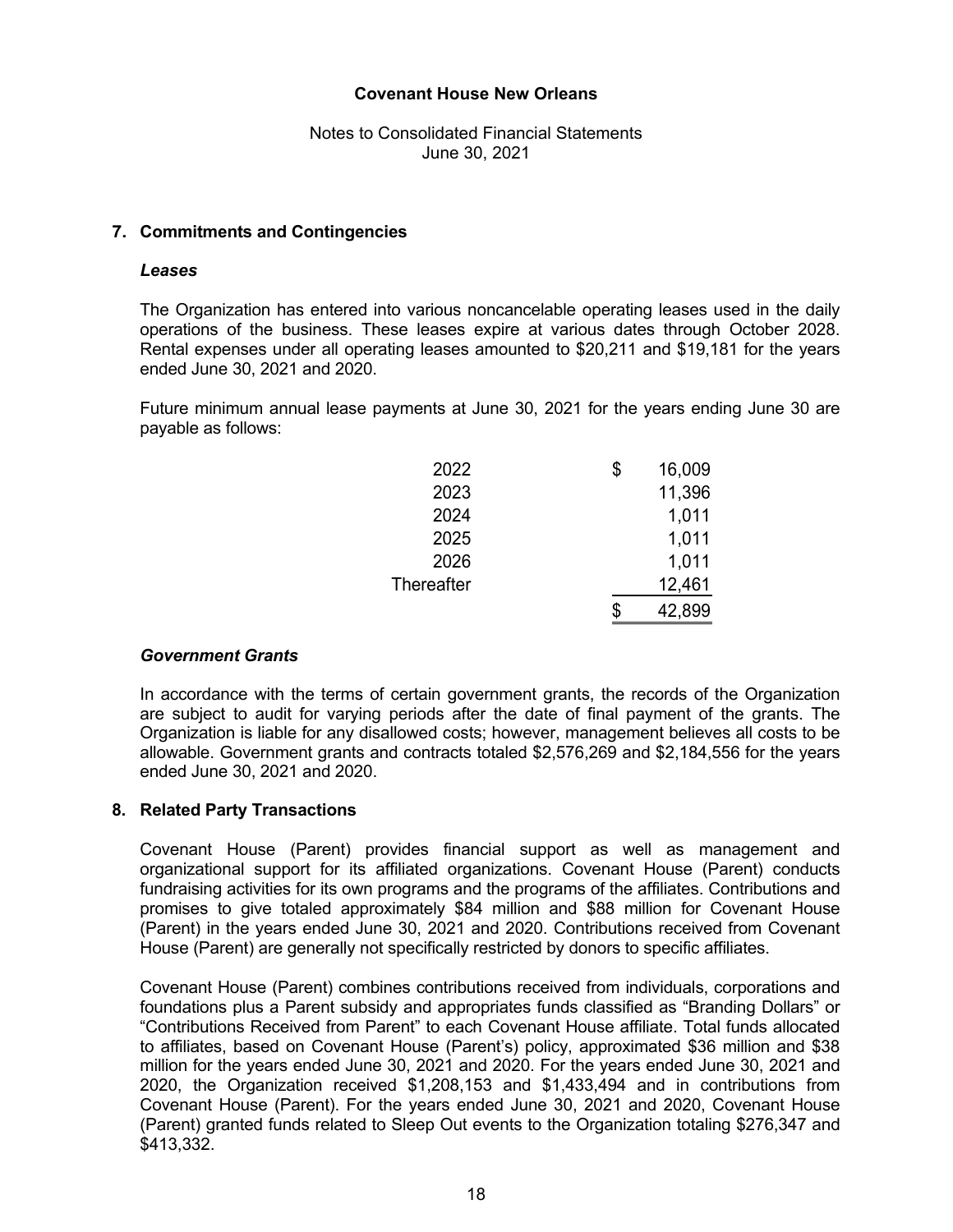## 7. Commitments and Contingencies

### *Leases*

The Organization has entered into various noncancelable operating leases used in the daily operations of the business. These leases expire at various dates through October 2028. Rental expenses under all operating leases amounted to $20,211 and $19,181 for the years ended June 30, 2021 and 2020.

Future minimum annual lease payments at June 30, 2021 for the years ending June 30 are payable as follows:

| | |
|---|---|
| 2022 | $ 16,009 |
| 2023 | 11,396 |
| 2024 | 1,011 |
| 2025 | 1,011 |
| 2026 | 1,011 |
| Thereafter | 12,461 |
| | $ 42,899 |

### *Government Grants*

In accordance with the terms of certain government grants, the records of the Organization are subject to audit for varying periods after the date of final payment of the grants. The Organization is liable for any disallowed costs; however, management believes all costs to be allowable. Government grants and contracts totaled $2,576,269 and $2,184,556 for the years ended June 30, 2021 and 2020.

## 8. Related Party Transactions

Covenant House (Parent) provides financial support as well as management and organizational support for its affiliated organizations. Covenant House (Parent) conducts fundraising activities for its own programs and the programs of the affiliates. Contributions and promises to give totaled approximately $84 million and $88 million for Covenant House (Parent) in the years ended June 30, 2021 and 2020. Contributions received from Covenant House (Parent) are generally not specifically restricted by donors to specific affiliates.

Covenant House (Parent) combines contributions received from individuals, corporations and foundations plus a Parent subsidy and appropriates funds classified as "Branding Dollars" or "Contributions Received from Parent" to each Covenant House affiliate. Total funds allocated to affiliates, based on Covenant House (Parent's) policy, approximated $36 million and $38 million for the years ended June 30, 2021 and 2020. For the years ended June 30, 2021 and 2020, the Organization received $1,208,153 and $1,433,494 and in contributions from Covenant House (Parent). For the years ended June 30, 2021 and 2020, Covenant House (Parent) granted funds related to Sleep Out events to the Organization totaling $276,347 and $413,332.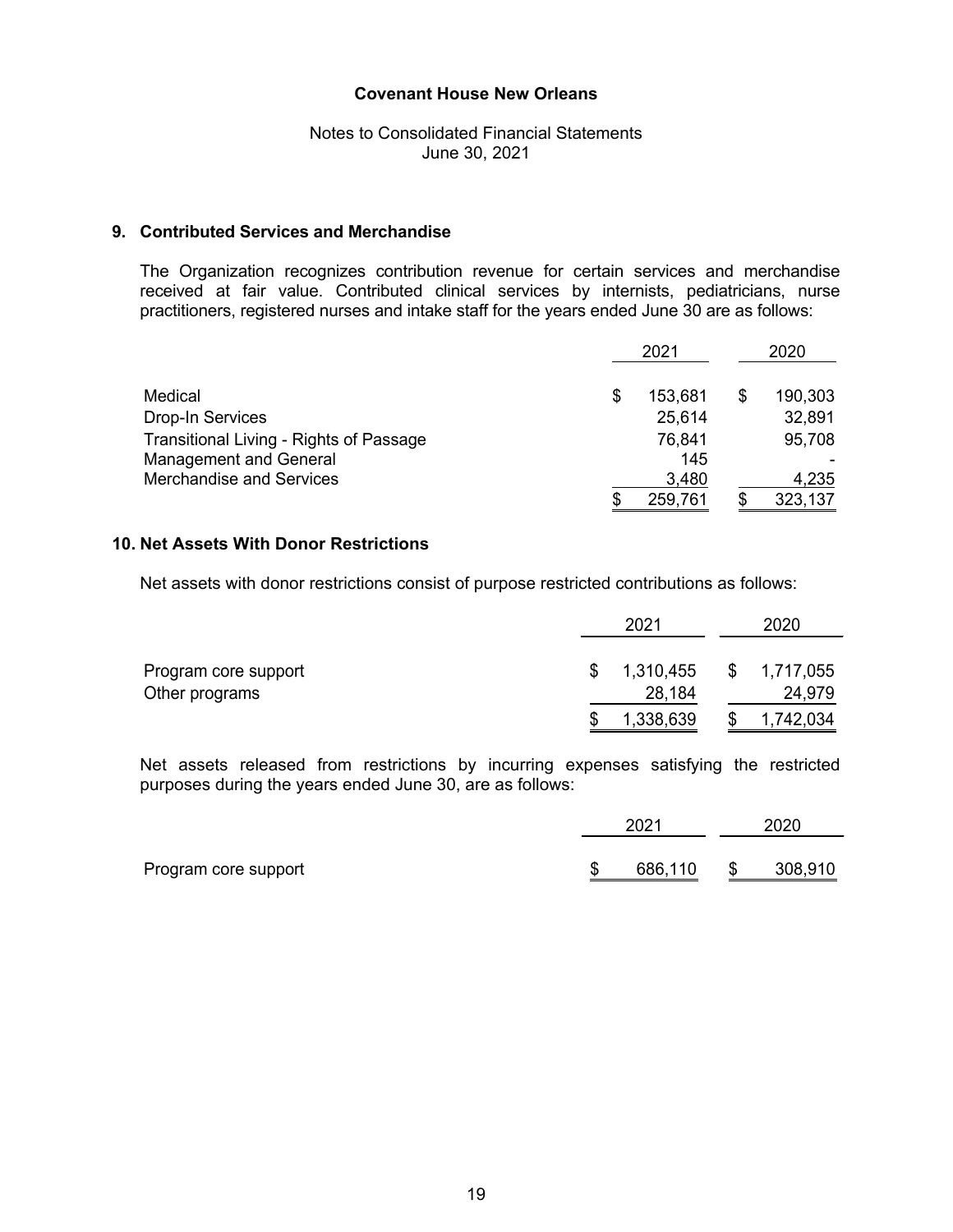**Covenant House New Orleans**

Notes to Consolidated Financial Statements
June 30, 2021

## 9. Contributed Services and Merchandise

The Organization recognizes contribution revenue for certain services and merchandise received at fair value. Contributed clinical services by internists, pediatricians, nurse practitioners, registered nurses and intake staff for the years ended June 30 are as follows:

| | 2021 | 2020 |
|---|---|---|
| Medical | $ 153,681 | $ 190,303 |
| Drop-In Services | 25,614 | 32,891 |
| Transitional Living - Rights of Passage | 76,841 | 95,708 |
| Management and General | 145 | - |
| Merchandise and Services | 3,480 | 4,235 |
| | $ 259,761 | $ 323,137 |

## 10. Net Assets With Donor Restrictions

Net assets with donor restrictions consist of purpose restricted contributions as follows:

| | 2021 | 2020 |
|---|---|---|
| Program core support | $ 1,310,455 | $ 1,717,055 |
| Other programs | 28,184 | 24,979 |
| | $ 1,338,639 | $ 1,742,034 |

Net assets released from restrictions by incurring expenses satisfying the restricted purposes during the years ended June 30, are as follows:

| | 2021 | 2020 |
|---|---|---|
| Program core support | $ 686,110 | $ 308,910 |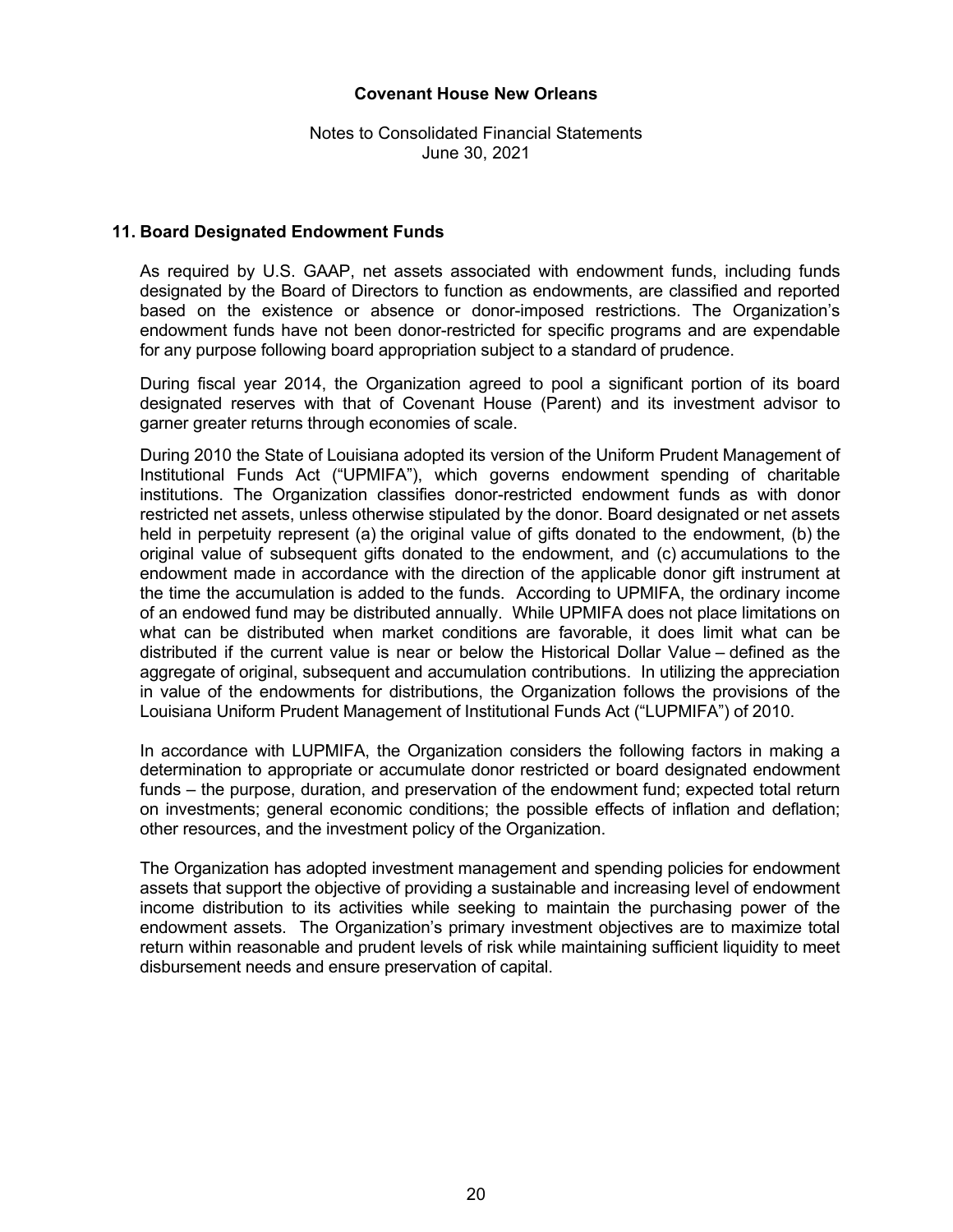## 11. Board Designated Endowment Funds

As required by U.S. GAAP, net assets associated with endowment funds, including funds designated by the Board of Directors to function as endowments, are classified and reported based on the existence or absence or donor-imposed restrictions. The Organization's endowment funds have not been donor-restricted for specific programs and are expendable for any purpose following board appropriation subject to a standard of prudence.

During fiscal year 2014, the Organization agreed to pool a significant portion of its board designated reserves with that of Covenant House (Parent) and its investment advisor to garner greater returns through economies of scale.

During 2010 the State of Louisiana adopted its version of the Uniform Prudent Management of Institutional Funds Act ("UPMIFA"), which governs endowment spending of charitable institutions. The Organization classifies donor-restricted endowment funds as with donor restricted net assets, unless otherwise stipulated by the donor. Board designated or net assets held in perpetuity represent (a) the original value of gifts donated to the endowment, (b) the original value of subsequent gifts donated to the endowment, and (c) accumulations to the endowment made in accordance with the direction of the applicable donor gift instrument at the time the accumulation is added to the funds. According to UPMIFA, the ordinary income of an endowed fund may be distributed annually. While UPMIFA does not place limitations on what can be distributed when market conditions are favorable, it does limit what can be distributed if the current value is near or below the Historical Dollar Value – defined as the aggregate of original, subsequent and accumulation contributions. In utilizing the appreciation in value of the endowments for distributions, the Organization follows the provisions of the Louisiana Uniform Prudent Management of Institutional Funds Act ("LUPMIFA") of 2010.

In accordance with LUPMIFA, the Organization considers the following factors in making a determination to appropriate or accumulate donor restricted or board designated endowment funds – the purpose, duration, and preservation of the endowment fund; expected total return on investments; general economic conditions; the possible effects of inflation and deflation; other resources, and the investment policy of the Organization.

The Organization has adopted investment management and spending policies for endowment assets that support the objective of providing a sustainable and increasing level of endowment income distribution to its activities while seeking to maintain the purchasing power of the endowment assets. The Organization's primary investment objectives are to maximize total return within reasonable and prudent levels of risk while maintaining sufficient liquidity to meet disbursement needs and ensure preservation of capital.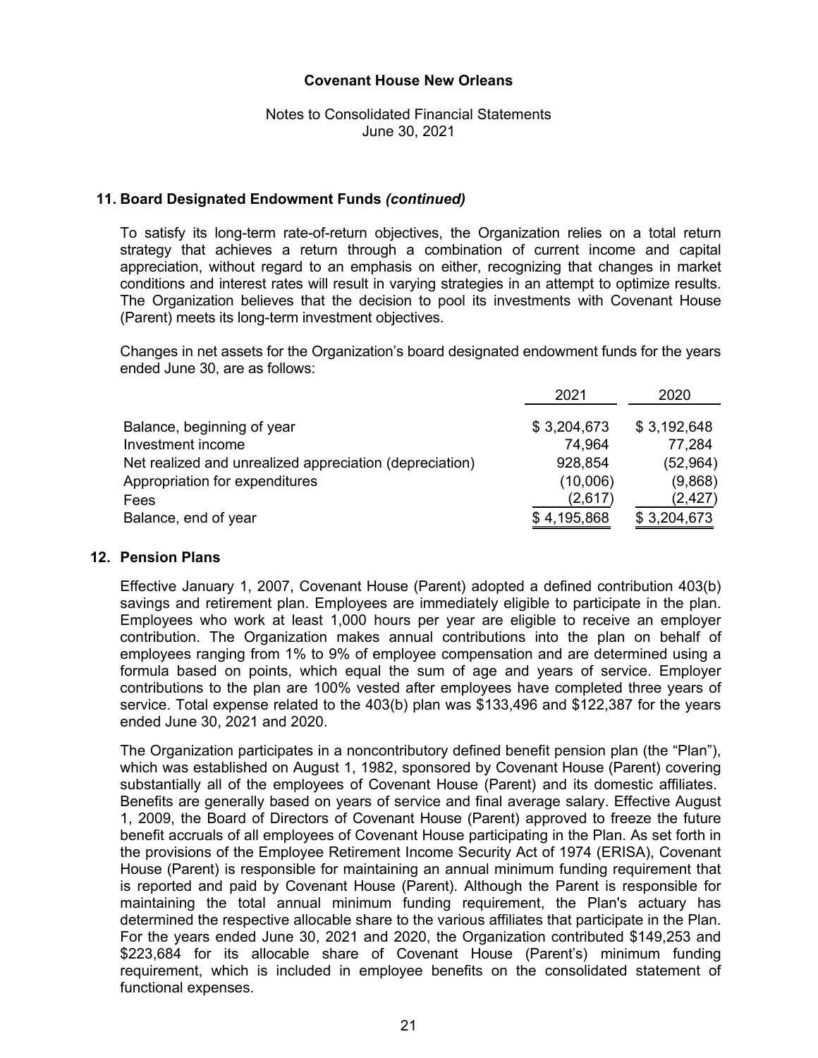Covenant House New Orleans

Notes to Consolidated Financial Statements
June 30, 2021

## 11. Board Designated Endowment Funds *(continued)*

To satisfy its long-term rate-of-return objectives, the Organization relies on a total return strategy that achieves a return through a combination of current income and capital appreciation, without regard to an emphasis on either, recognizing that changes in market conditions and interest rates will result in varying strategies in an attempt to optimize results. The Organization believes that the decision to pool its investments with Covenant House (Parent) meets its long-term investment objectives.

Changes in net assets for the Organization's board designated endowment funds for the years ended June 30, are as follows:

| | 2021 | 2020 |
|---|---|---|
| Balance, beginning of year | $ 3,204,673 | $ 3,192,648 |
| Investment income | 74,964 | 77,284 |
| Net realized and unrealized appreciation (depreciation) | 928,854 | (52,964) |
| Appropriation for expenditures | (10,006) | (9,868) |
| Fees | (2,617) | (2,427) |
| Balance, end of year | $ 4,195,868 | $ 3,204,673 |

## 12. Pension Plans

Effective January 1, 2007, Covenant House (Parent) adopted a defined contribution 403(b) savings and retirement plan. Employees are immediately eligible to participate in the plan. Employees who work at least 1,000 hours per year are eligible to receive an employer contribution. The Organization makes annual contributions into the plan on behalf of employees ranging from 1% to 9% of employee compensation and are determined using a formula based on points, which equal the sum of age and years of service. Employer contributions to the plan are 100% vested after employees have completed three years of service. Total expense related to the 403(b) plan was $133,496 and $122,387 for the years ended June 30, 2021 and 2020.

The Organization participates in a noncontributory defined benefit pension plan (the "Plan"), which was established on August 1, 1982, sponsored by Covenant House (Parent) covering substantially all of the employees of Covenant House (Parent) and its domestic affiliates. Benefits are generally based on years of service and final average salary. Effective August 1, 2009, the Board of Directors of Covenant House (Parent) approved to freeze the future benefit accruals of all employees of Covenant House participating in the Plan. As set forth in the provisions of the Employee Retirement Income Security Act of 1974 (ERISA), Covenant House (Parent) is responsible for maintaining an annual minimum funding requirement that is reported and paid by Covenant House (Parent). Although the Parent is responsible for maintaining the total annual minimum funding requirement, the Plan's actuary has determined the respective allocable share to the various affiliates that participate in the Plan. For the years ended June 30, 2021 and 2020, the Organization contributed $149,253 and $223,684 for its allocable share of Covenant House (Parent's) minimum funding requirement, which is included in employee benefits on the consolidated statement of functional expenses.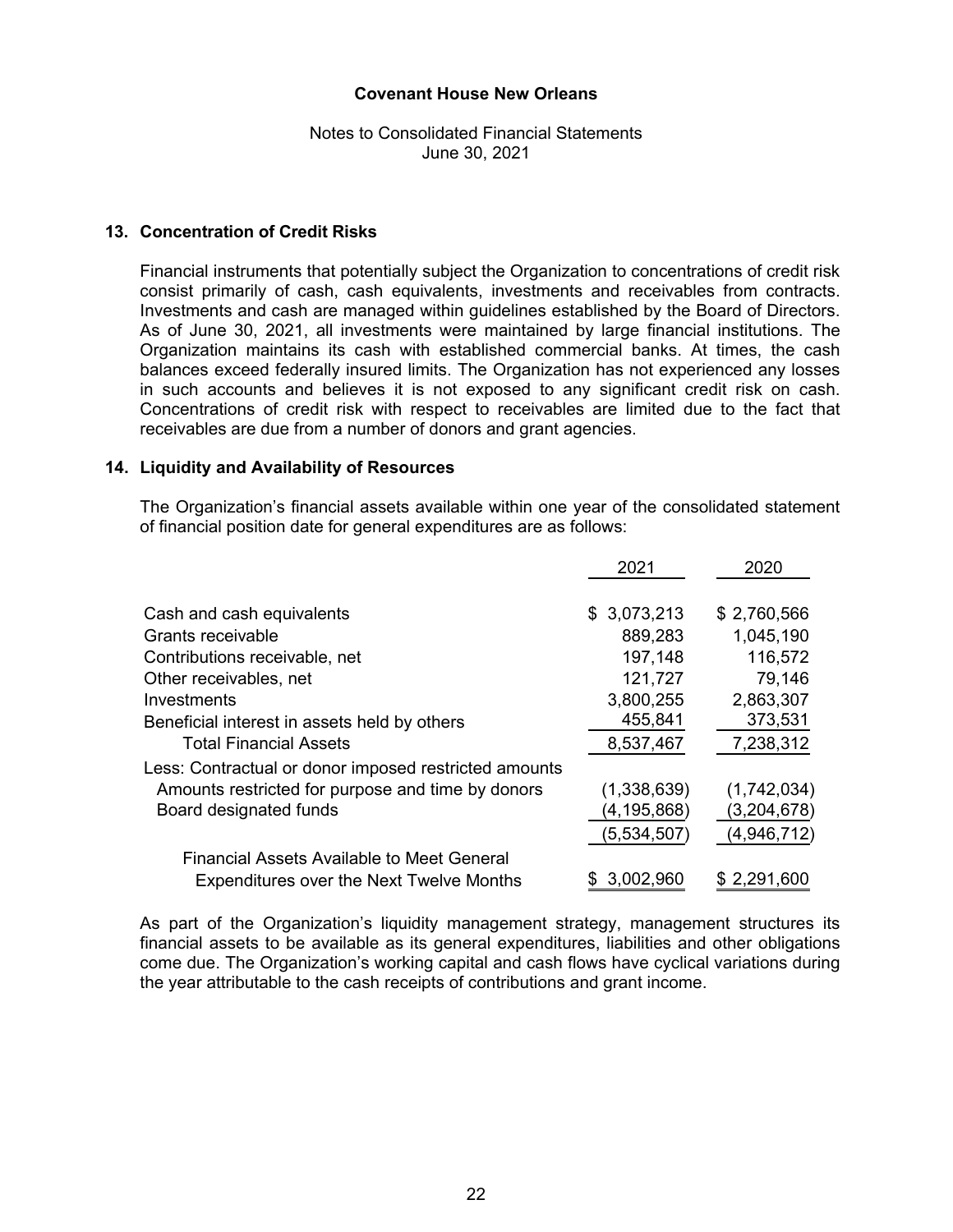# Covenant House New Orleans

Notes to Consolidated Financial Statements
June 30, 2021

## 13. Concentration of Credit Risks

Financial instruments that potentially subject the Organization to concentrations of credit risk consist primarily of cash, cash equivalents, investments and receivables from contracts. Investments and cash are managed within guidelines established by the Board of Directors. As of June 30, 2021, all investments were maintained by large financial institutions. The Organization maintains its cash with established commercial banks. At times, the cash balances exceed federally insured limits. The Organization has not experienced any losses in such accounts and believes it is not exposed to any significant credit risk on cash. Concentrations of credit risk with respect to receivables are limited due to the fact that receivables are due from a number of donors and grant agencies.

## 14. Liquidity and Availability of Resources

The Organization's financial assets available within one year of the consolidated statement of financial position date for general expenditures are as follows:

| | 2021 | 2020 |
|---|---|---|
| Cash and cash equivalents | $ 3,073,213 | $ 2,760,566 |
| Grants receivable | 889,283 | 1,045,190 |
| Contributions receivable, net | 197,148 | 116,572 |
| Other receivables, net | 121,727 | 79,146 |
| Investments | 3,800,255 | 2,863,307 |
| Beneficial interest in assets held by others | 455,841 | 373,531 |
| Total Financial Assets | 8,537,467 | 7,238,312 |
| Less: Contractual or donor imposed restricted amounts | | |
| Amounts restricted for purpose and time by donors | (1,338,639) | (1,742,034) |
| Board designated funds | (4,195,868) | (3,204,678) |
| | (5,534,507) | (4,946,712) |
| Financial Assets Available to Meet General Expenditures over the Next Twelve Months | $ 3,002,960 | $ 2,291,600 |

As part of the Organization's liquidity management strategy, management structures its financial assets to be available as its general expenditures, liabilities and other obligations come due. The Organization's working capital and cash flows have cyclical variations during the year attributable to the cash receipts of contributions and grant income.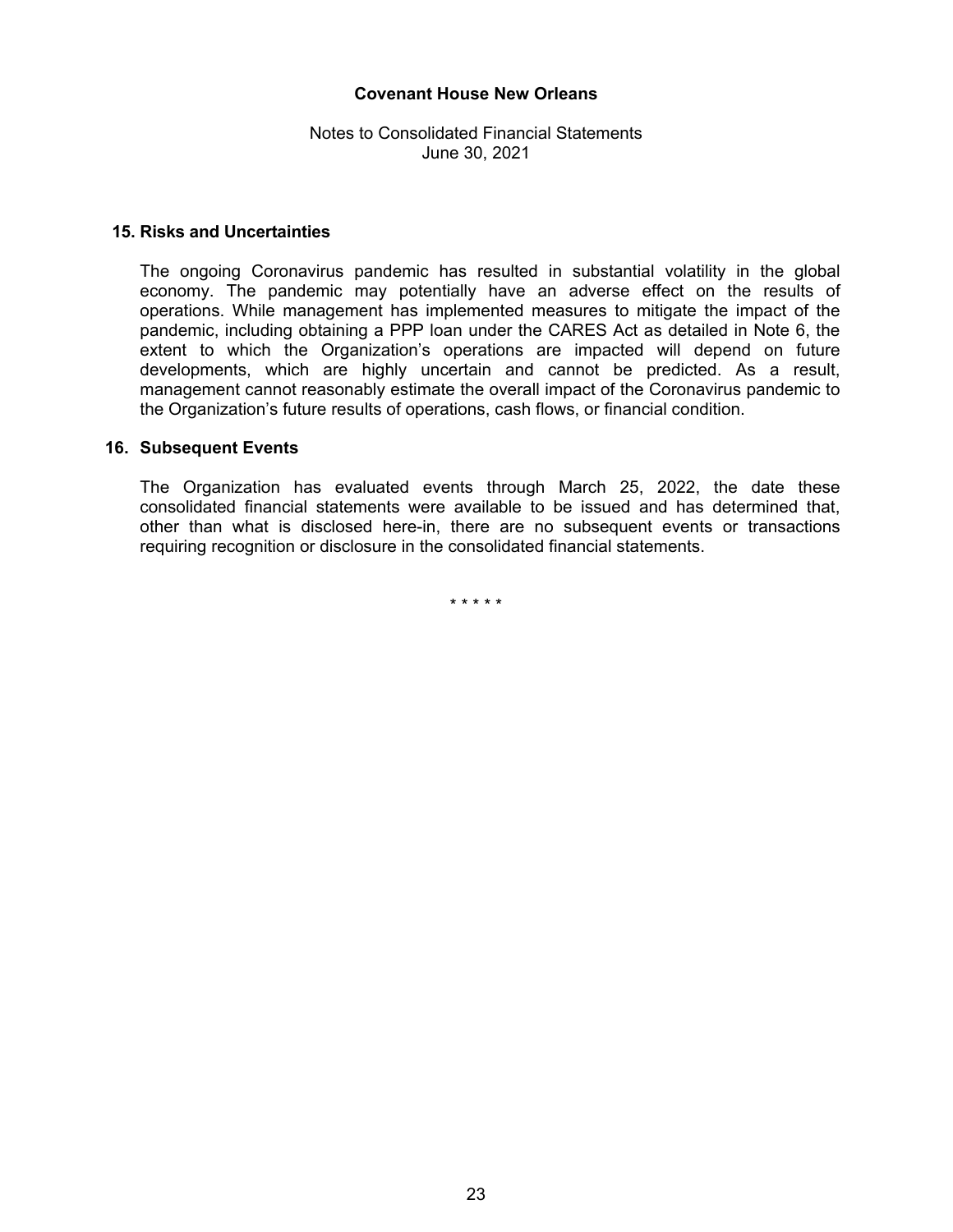## 15. Risks and Uncertainties

The ongoing Coronavirus pandemic has resulted in substantial volatility in the global economy. The pandemic may potentially have an adverse effect on the results of operations. While management has implemented measures to mitigate the impact of the pandemic, including obtaining a PPP loan under the CARES Act as detailed in Note 6, the extent to which the Organization's operations are impacted will depend on future developments, which are highly uncertain and cannot be predicted. As a result, management cannot reasonably estimate the overall impact of the Coronavirus pandemic to the Organization's future results of operations, cash flows, or financial condition.

## 16. Subsequent Events

The Organization has evaluated events through March 25, 2022, the date these consolidated financial statements were available to be issued and has determined that, other than what is disclosed here-in, there are no subsequent events or transactions requiring recognition or disclosure in the consolidated financial statements.

\* \* \* \* \*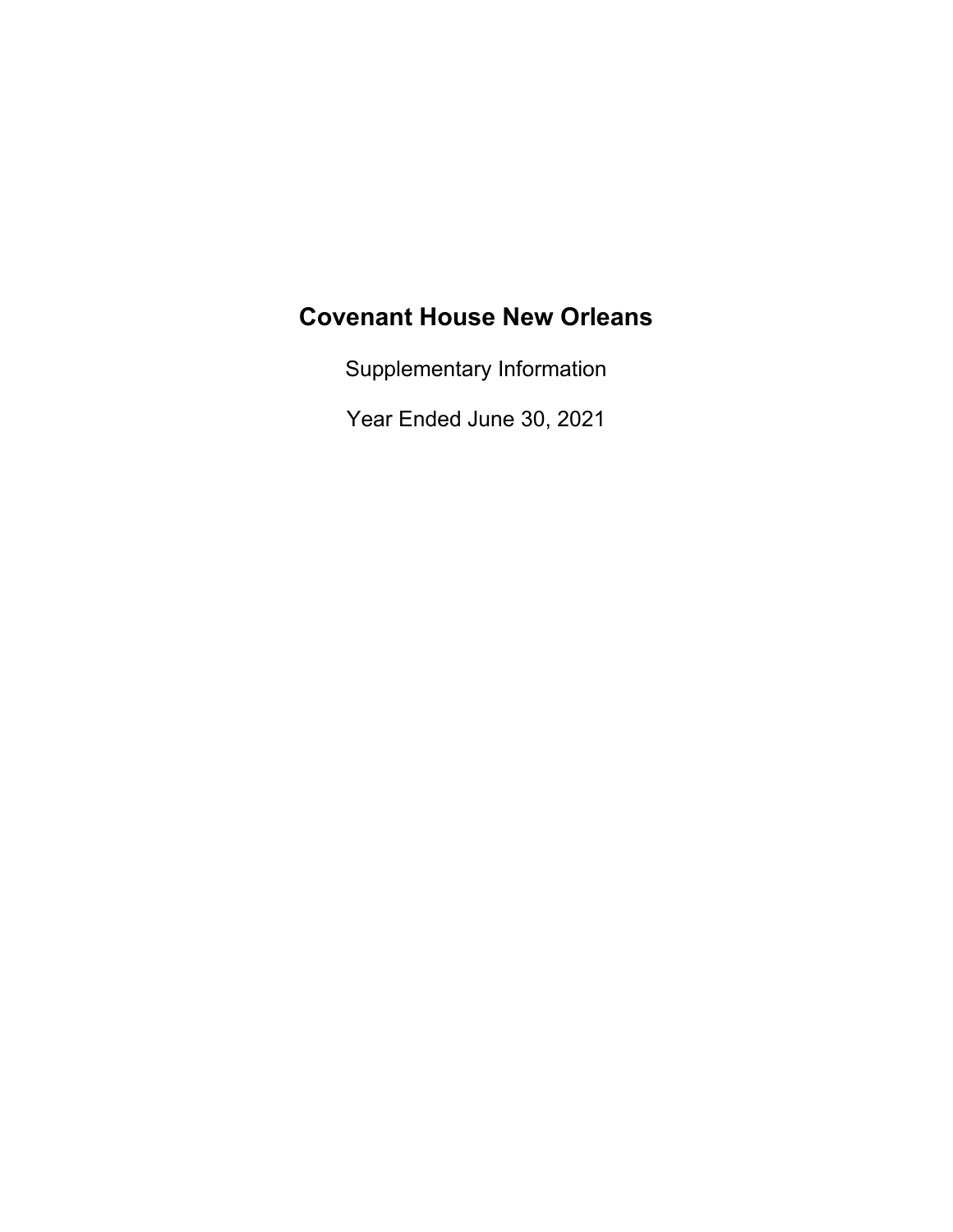# Covenant House New Orleans

Supplementary Information

Year Ended June 30, 2021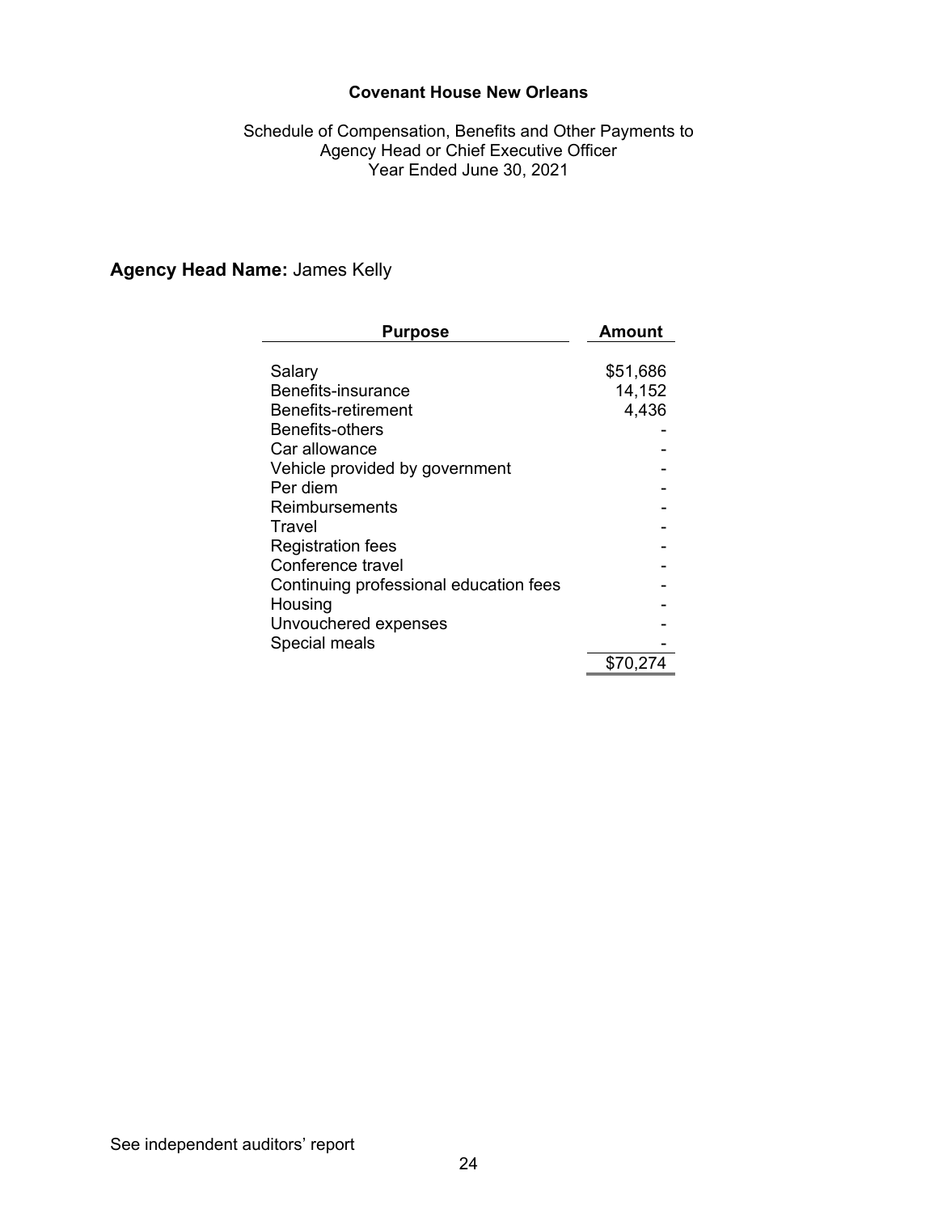**Covenant House New Orleans**

Schedule of Compensation, Benefits and Other Payments to
Agency Head or Chief Executive Officer
Year Ended June 30, 2021

**Agency Head Name:** James Kelly

| Purpose | Amount |
|---|---|
| Salary | $51,686 |
| Benefits-insurance | 14,152 |
| Benefits-retirement | 4,436 |
| Benefits-others | - |
| Car allowance | - |
| Vehicle provided by government | - |
| Per diem | - |
| Reimbursements | - |
| Travel | - |
| Registration fees | - |
| Conference travel | - |
| Continuing professional education fees | - |
| Housing | - |
| Unvouchered expenses | - |
| Special meals | - |
| | $70,274 |

See independent auditors' report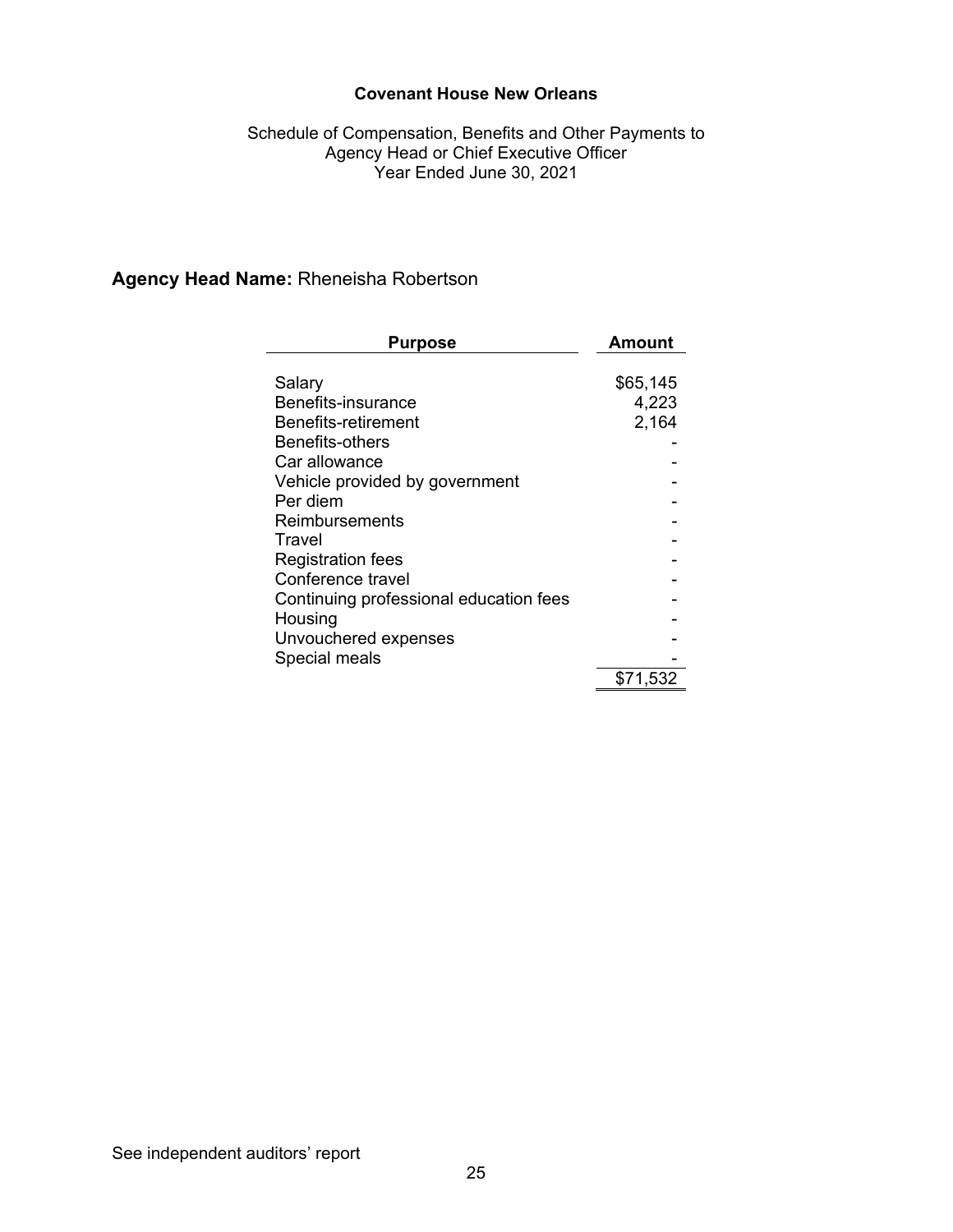**Covenant House New Orleans**

Schedule of Compensation, Benefits and Other Payments to
Agency Head or Chief Executive Officer
Year Ended June 30, 2021

**Agency Head Name:** Rheneisha Robertson

| Purpose | Amount |
| --- | --- |
| Salary | $65,145 |
| Benefits-insurance | 4,223 |
| Benefits-retirement | 2,164 |
| Benefits-others | - |
| Car allowance | - |
| Vehicle provided by government | - |
| Per diem | - |
| Reimbursements | - |
| Travel | - |
| Registration fees | - |
| Conference travel | - |
| Continuing professional education fees | - |
| Housing | - |
| Unvouchered expenses | - |
| Special meals | - |
| | $71,532 |

See independent auditors' report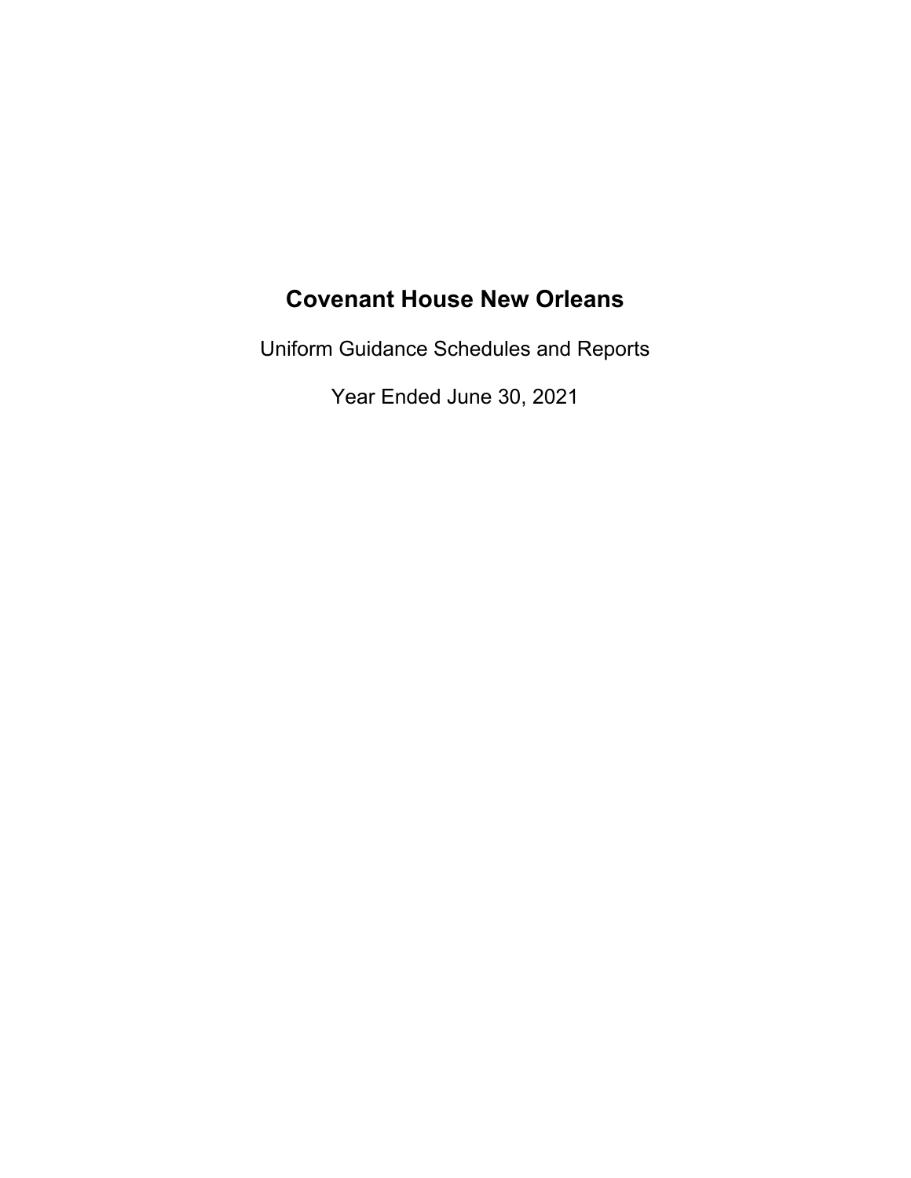# Covenant House New Orleans

Uniform Guidance Schedules and Reports

Year Ended June 30, 2021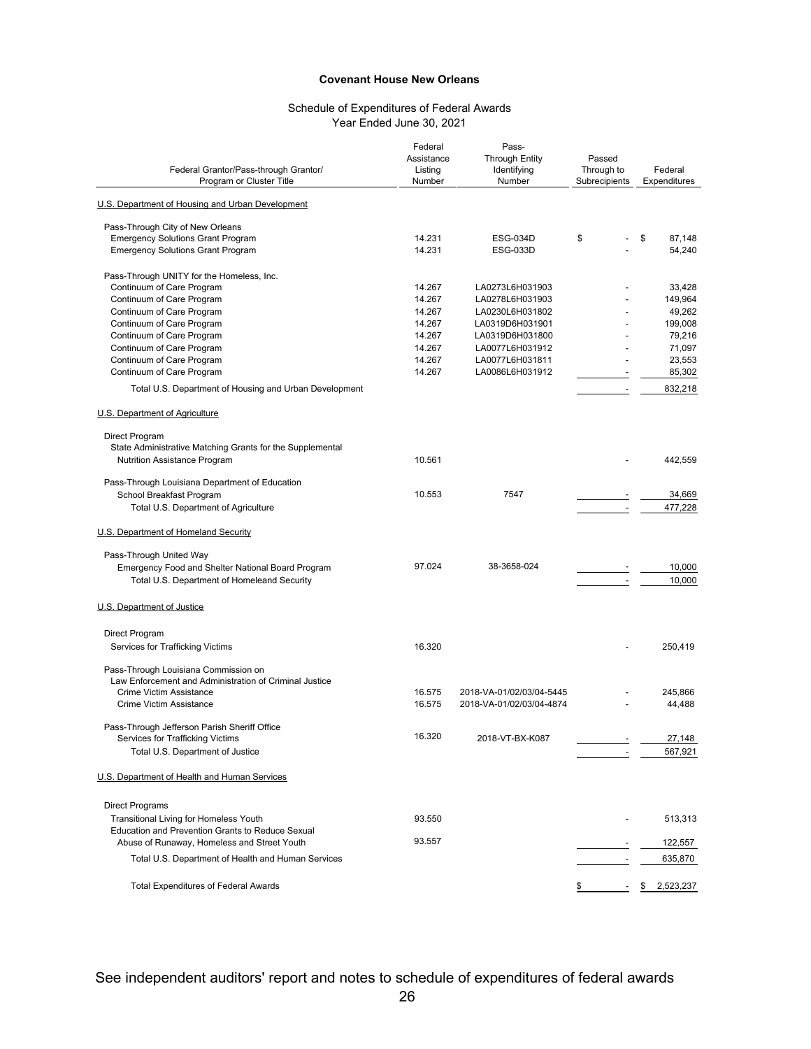**Covenant House New Orleans**

Schedule of Expenditures of Federal Awards
Year Ended June 30, 2021

| Federal Grantor/Pass-through Grantor/ Program or Cluster Title | Federal Assistance Listing Number | Pass-Through Entity Identifying Number | Passed Through to Subrecipients | Federal Expenditures |
|---|---|---|---|---|
| U.S. Department of Housing and Urban Development | | | | |
| Pass-Through City of New Orleans | | | | |
| Emergency Solutions Grant Program | 14.231 | ESG-034D | $ - | $ 87,148 |
| Emergency Solutions Grant Program | 14.231 | ESG-033D | - | 54,240 |
| Pass-Through UNITY for the Homeless, Inc. | | | | |
| Continuum of Care Program | 14.267 | LA0273L6H031903 | - | 33,428 |
| Continuum of Care Program | 14.267 | LA0278L6H031903 | - | 149,964 |
| Continuum of Care Program | 14.267 | LA0230L6H031802 | - | 49,262 |
| Continuum of Care Program | 14.267 | LA0319D6H031901 | - | 199,008 |
| Continuum of Care Program | 14.267 | LA0319D6H031800 | - | 79,216 |
| Continuum of Care Program | 14.267 | LA0077L6H031912 | - | 71,097 |
| Continuum of Care Program | 14.267 | LA0077L6H031811 | - | 23,553 |
| Continuum of Care Program | 14.267 | LA0086L6H031912 | - | 85,302 |
| Total U.S. Department of Housing and Urban Development | | | - | 832,218 |
| U.S. Department of Agriculture | | | | |
| Direct Program | | | | |
| State Administrative Matching Grants for the Supplemental Nutrition Assistance Program | 10.561 | | - | 442,559 |
| Pass-Through Louisiana Department of Education | | | | |
| School Breakfast Program | 10.553 | 7547 | - | 34,669 |
| Total U.S. Department of Agriculture | | | - | 477,228 |
| U.S. Department of Homeland Security | | | | |
| Pass-Through United Way | | | | |
| Emergency Food and Shelter National Board Program | 97.024 | 38-3658-024 | - | 10,000 |
| Total U.S. Department of Homeleand Security | | | - | 10,000 |
| U.S. Department of Justice | | | | |
| Direct Program | | | | |
| Services for Trafficking Victims | 16.320 | | - | 250,419 |
| Pass-Through Louisiana Commission on Law Enforcement and Administration of Criminal Justice | | | | |
| Crime Victim Assistance | 16.575 | 2018-VA-01/02/03/04-5445 | - | 245,866 |
| Crime Victim Assistance | 16.575 | 2018-VA-01/02/03/04-4874 | - | 44,488 |
| Pass-Through Jefferson Parish Sheriff Office | | | | |
| Services for Trafficking Victims | 16.320 | 2018-VT-BX-K087 | - | 27,148 |
| Total U.S. Department of Justice | | | - | 567,921 |
| U.S. Department of Health and Human Services | | | | |
| Direct Programs | | | | |
| Transitional Living for Homeless Youth | 93.550 | | - | 513,313 |
| Education and Prevention Grants to Reduce Sexual Abuse of Runaway, Homeless and Street Youth | 93.557 | | - | 122,557 |
| Total U.S. Department of Health and Human Services | | | - | 635,870 |
| Total Expenditures of Federal Awards | | | $ - | $ 2,523,237 |

See independent auditors' report and notes to schedule of expenditures of federal awards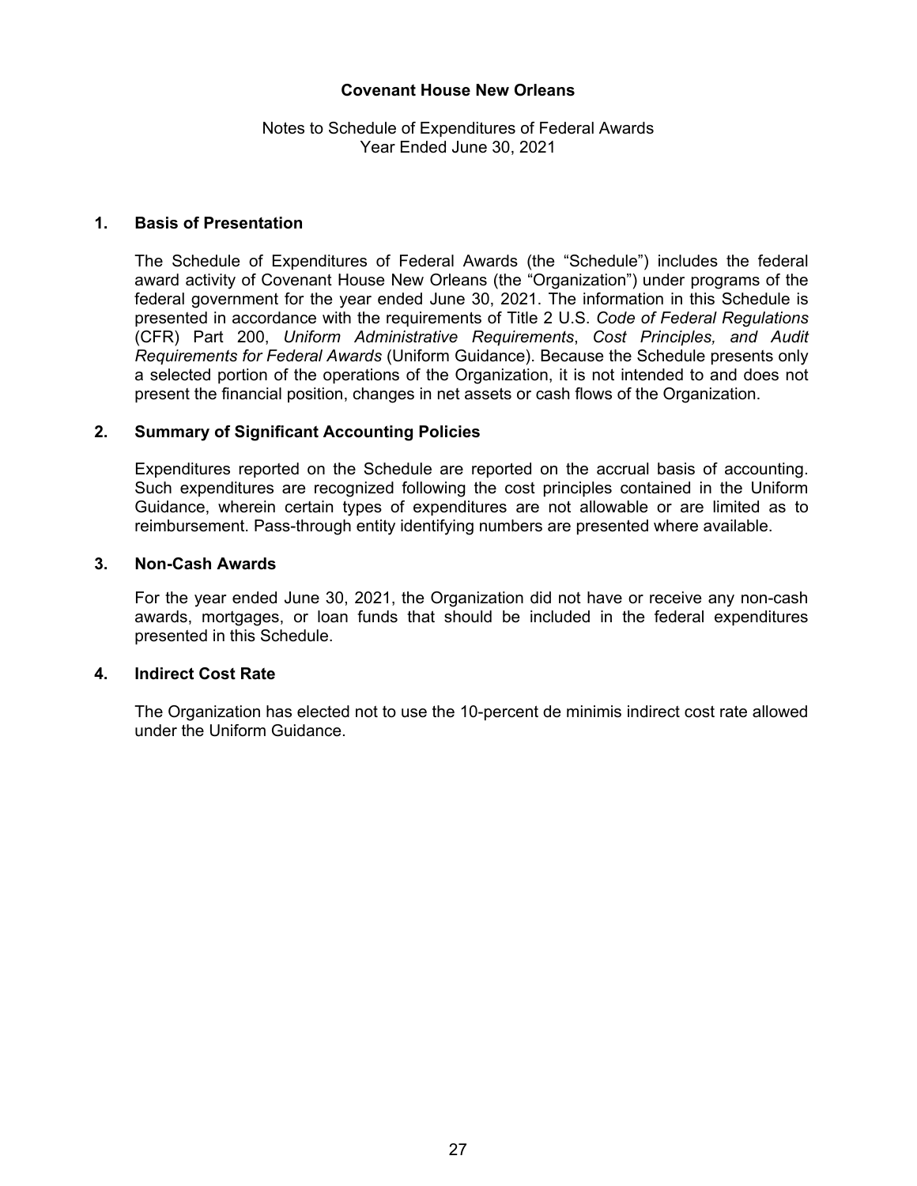**Covenant House New Orleans**

Notes to Schedule of Expenditures of Federal Awards
Year Ended June 30, 2021

## 1. Basis of Presentation

The Schedule of Expenditures of Federal Awards (the "Schedule") includes the federal award activity of Covenant House New Orleans (the "Organization") under programs of the federal government for the year ended June 30, 2021. The information in this Schedule is presented in accordance with the requirements of Title 2 U.S. *Code of Federal Regulations* (CFR) Part 200, *Uniform Administrative Requirements*, *Cost Principles, and Audit Requirements for Federal Awards* (Uniform Guidance). Because the Schedule presents only a selected portion of the operations of the Organization, it is not intended to and does not present the financial position, changes in net assets or cash flows of the Organization.

## 2. Summary of Significant Accounting Policies

Expenditures reported on the Schedule are reported on the accrual basis of accounting. Such expenditures are recognized following the cost principles contained in the Uniform Guidance, wherein certain types of expenditures are not allowable or are limited as to reimbursement. Pass-through entity identifying numbers are presented where available.

## 3. Non-Cash Awards

For the year ended June 30, 2021, the Organization did not have or receive any non-cash awards, mortgages, or loan funds that should be included in the federal expenditures presented in this Schedule.

## 4. Indirect Cost Rate

The Organization has elected not to use the 10-percent de minimis indirect cost rate allowed under the Uniform Guidance.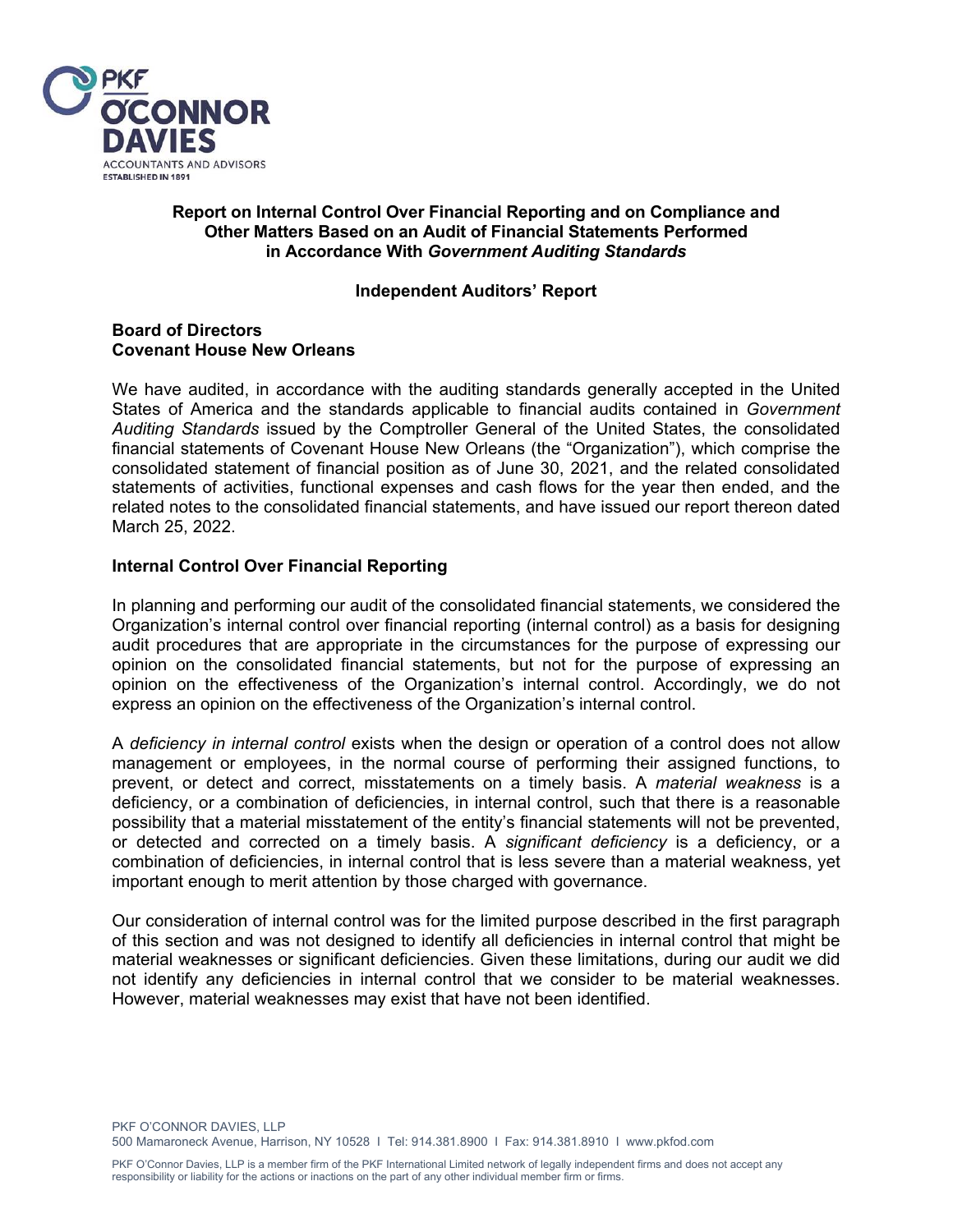# Report on Internal Control Over Financial Reporting and on Compliance and Other Matters Based on an Audit of Financial Statements Performed in Accordance With *Government Auditing Standards*

## Independent Auditors' Report

**Board of Directors**
**Covenant House New Orleans**

We have audited, in accordance with the auditing standards generally accepted in the United States of America and the standards applicable to financial audits contained in *Government Auditing Standards* issued by the Comptroller General of the United States, the consolidated financial statements of Covenant House New Orleans (the "Organization"), which comprise the consolidated statement of financial position as of June 30, 2021, and the related consolidated statements of activities, functional expenses and cash flows for the year then ended, and the related notes to the consolidated financial statements, and have issued our report thereon dated March 25, 2022.

### Internal Control Over Financial Reporting

In planning and performing our audit of the consolidated financial statements, we considered the Organization's internal control over financial reporting (internal control) as a basis for designing audit procedures that are appropriate in the circumstances for the purpose of expressing our opinion on the consolidated financial statements, but not for the purpose of expressing an opinion on the effectiveness of the Organization's internal control. Accordingly, we do not express an opinion on the effectiveness of the Organization's internal control.

A *deficiency in internal control* exists when the design or operation of a control does not allow management or employees, in the normal course of performing their assigned functions, to prevent, or detect and correct, misstatements on a timely basis. A *material weakness* is a deficiency, or a combination of deficiencies, in internal control, such that there is a reasonable possibility that a material misstatement of the entity's financial statements will not be prevented, or detected and corrected on a timely basis. A *significant deficiency* is a deficiency, or a combination of deficiencies, in internal control that is less severe than a material weakness, yet important enough to merit attention by those charged with governance.

Our consideration of internal control was for the limited purpose described in the first paragraph of this section and was not designed to identify all deficiencies in internal control that might be material weaknesses or significant deficiencies. Given these limitations, during our audit we did not identify any deficiencies in internal control that we consider to be material weaknesses. However, material weaknesses may exist that have not been identified.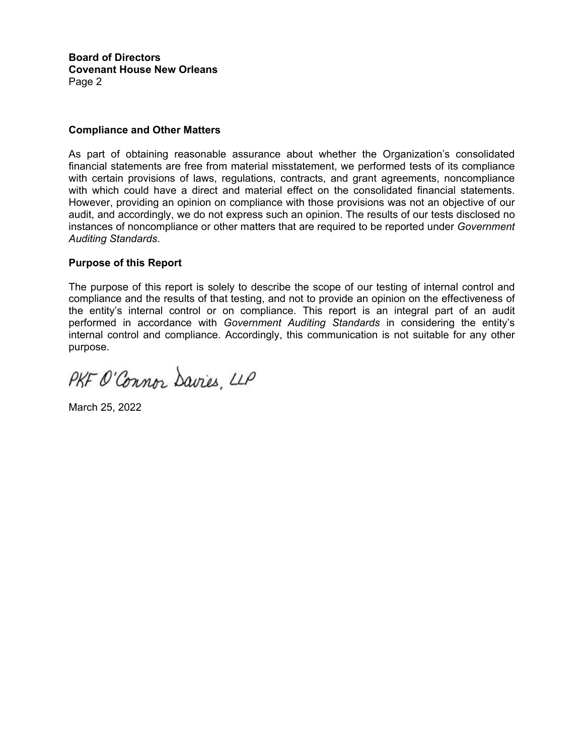**Board of Directors**
**Covenant House New Orleans**
Page 2

### Compliance and Other Matters

As part of obtaining reasonable assurance about whether the Organization's consolidated financial statements are free from material misstatement, we performed tests of its compliance with certain provisions of laws, regulations, contracts, and grant agreements, noncompliance with which could have a direct and material effect on the consolidated financial statements. However, providing an opinion on compliance with those provisions was not an objective of our audit, and accordingly, we do not express such an opinion. The results of our tests disclosed no instances of noncompliance or other matters that are required to be reported under *Government Auditing Standards*.

### Purpose of this Report

The purpose of this report is solely to describe the scope of our testing of internal control and compliance and the results of that testing, and not to provide an opinion on the effectiveness of the entity's internal control or on compliance. This report is an integral part of an audit performed in accordance with *Government Auditing Standards* in considering the entity's internal control and compliance. Accordingly, this communication is not suitable for any other purpose.

PKF O'Connor Davies, LLP

March 25, 2022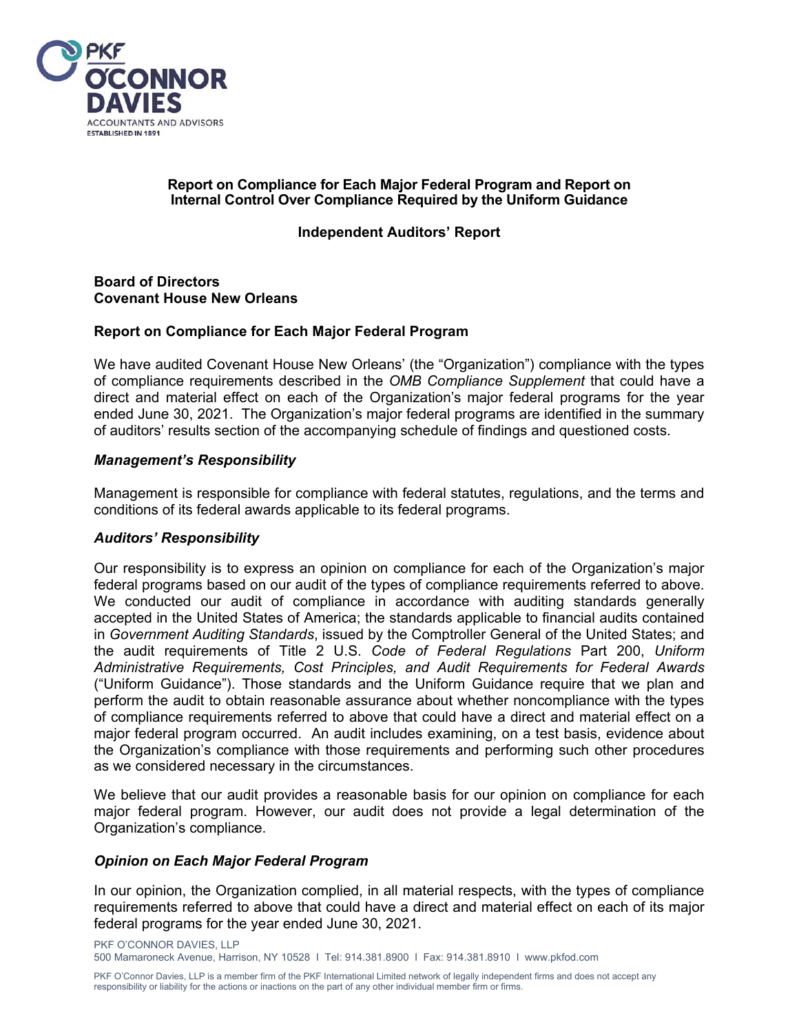## Report on Compliance for Each Major Federal Program and Report on Internal Control Over Compliance Required by the Uniform Guidance

### Independent Auditors' Report

**Board of Directors**
**Covenant House New Orleans**

### Report on Compliance for Each Major Federal Program

We have audited Covenant House New Orleans' (the "Organization") compliance with the types of compliance requirements described in the *OMB Compliance Supplement* that could have a direct and material effect on each of the Organization's major federal programs for the year ended June 30, 2021. The Organization's major federal programs are identified in the summary of auditors' results section of the accompanying schedule of findings and questioned costs.

#### *Management's Responsibility*

Management is responsible for compliance with federal statutes, regulations, and the terms and conditions of its federal awards applicable to its federal programs.

#### *Auditors' Responsibility*

Our responsibility is to express an opinion on compliance for each of the Organization's major federal programs based on our audit of the types of compliance requirements referred to above. We conducted our audit of compliance in accordance with auditing standards generally accepted in the United States of America; the standards applicable to financial audits contained in *Government Auditing Standards*, issued by the Comptroller General of the United States; and the audit requirements of Title 2 U.S. *Code of Federal Regulations* Part 200, *Uniform Administrative Requirements, Cost Principles, and Audit Requirements for Federal Awards* ("Uniform Guidance"). Those standards and the Uniform Guidance require that we plan and perform the audit to obtain reasonable assurance about whether noncompliance with the types of compliance requirements referred to above that could have a direct and material effect on a major federal program occurred. An audit includes examining, on a test basis, evidence about the Organization's compliance with those requirements and performing such other procedures as we considered necessary in the circumstances.

We believe that our audit provides a reasonable basis for our opinion on compliance for each major federal program. However, our audit does not provide a legal determination of the Organization's compliance.

#### *Opinion on Each Major Federal Program*

In our opinion, the Organization complied, in all material respects, with the types of compliance requirements referred to above that could have a direct and material effect on each of its major federal programs for the year ended June 30, 2021.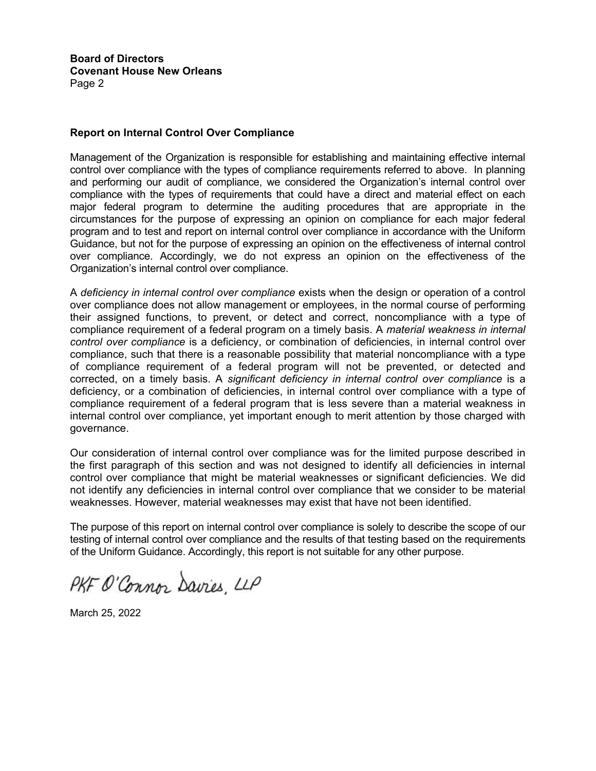**Board of Directors**
**Covenant House New Orleans**
Page 2

### Report on Internal Control Over Compliance

Management of the Organization is responsible for establishing and maintaining effective internal control over compliance with the types of compliance requirements referred to above. In planning and performing our audit of compliance, we considered the Organization's internal control over compliance with the types of requirements that could have a direct and material effect on each major federal program to determine the auditing procedures that are appropriate in the circumstances for the purpose of expressing an opinion on compliance for each major federal program and to test and report on internal control over compliance in accordance with the Uniform Guidance, but not for the purpose of expressing an opinion on the effectiveness of internal control over compliance. Accordingly, we do not express an opinion on the effectiveness of the Organization's internal control over compliance.

A *deficiency in internal control over compliance* exists when the design or operation of a control over compliance does not allow management or employees, in the normal course of performing their assigned functions, to prevent, or detect and correct, noncompliance with a type of compliance requirement of a federal program on a timely basis. A *material weakness in internal control over compliance* is a deficiency, or combination of deficiencies, in internal control over compliance, such that there is a reasonable possibility that material noncompliance with a type of compliance requirement of a federal program will not be prevented, or detected and corrected, on a timely basis. A *significant deficiency in internal control over compliance* is a deficiency, or a combination of deficiencies, in internal control over compliance with a type of compliance requirement of a federal program that is less severe than a material weakness in internal control over compliance, yet important enough to merit attention by those charged with governance.

Our consideration of internal control over compliance was for the limited purpose described in the first paragraph of this section and was not designed to identify all deficiencies in internal control over compliance that might be material weaknesses or significant deficiencies. We did not identify any deficiencies in internal control over compliance that we consider to be material weaknesses. However, material weaknesses may exist that have not been identified.

The purpose of this report on internal control over compliance is solely to describe the scope of our testing of internal control over compliance and the results of that testing based on the requirements of the Uniform Guidance. Accordingly, this report is not suitable for any other purpose.

PKF O'Connor Davies, LLP

March 25, 2022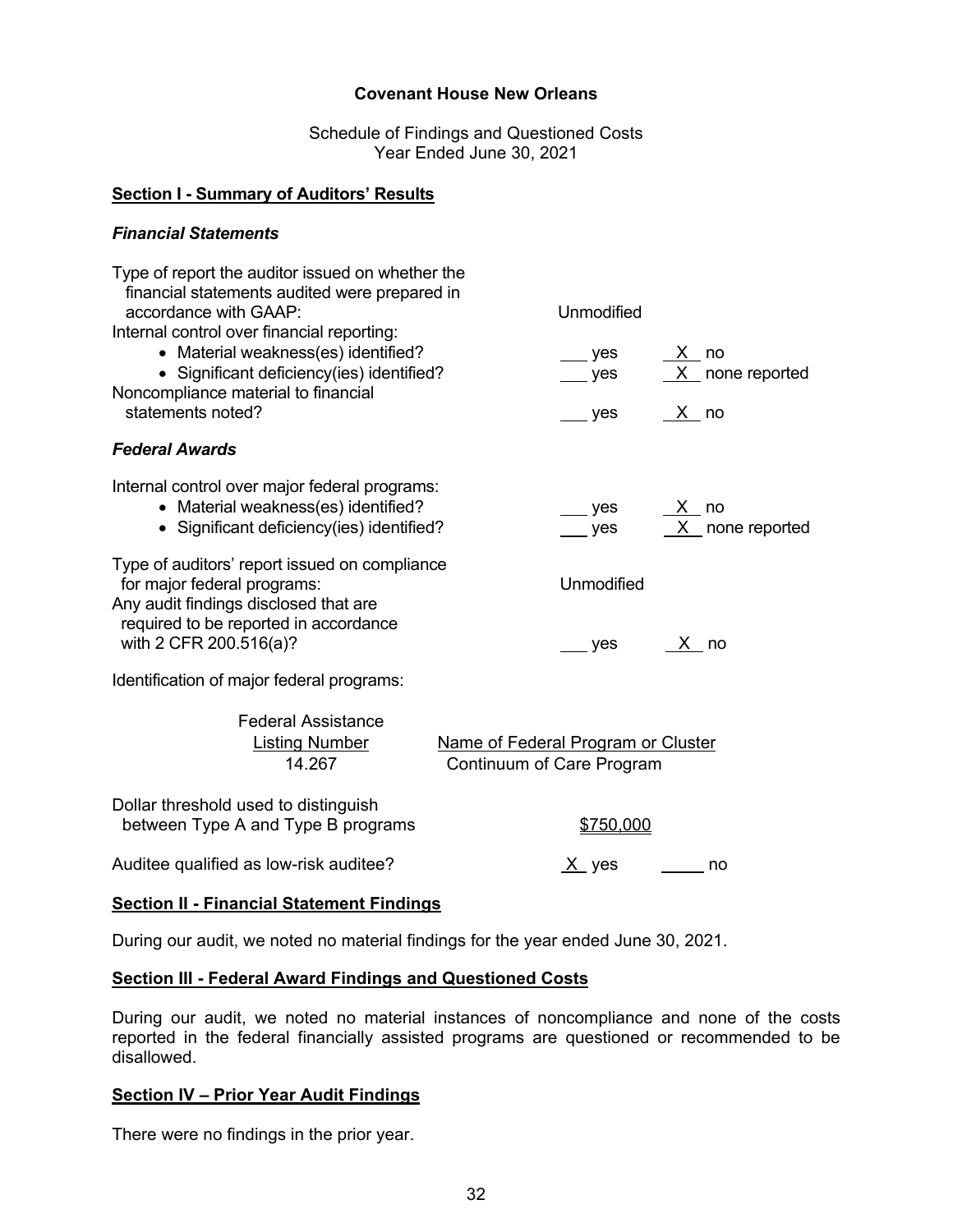**Covenant House New Orleans**

Schedule of Findings and Questioned Costs
Year Ended June 30, 2021

**Section I - Summary of Auditors' Results**

***Financial Statements***

| | | |
|---|---|---|
| Type of report the auditor issued on whether the financial statements audited were prepared in accordance with GAAP: | Unmodified | |
| Internal control over financial reporting: | | |
| • Material weakness(es) identified? | ___ yes | X no |
| • Significant deficiency(ies) identified? | ___ yes | X none reported |
| Noncompliance material to financial statements noted? | ___ yes | X no |

***Federal Awards***

| | | |
|---|---|---|
| Internal control over major federal programs: | | |
| • Material weakness(es) identified? | ___ yes | X no |
| • Significant deficiency(ies) identified? | ___ yes | X none reported |
| Type of auditors' report issued on compliance for major federal programs: | Unmodified | |
| Any audit findings disclosed that are required to be reported in accordance with 2 CFR 200.516(a)? | ___ yes | X no |

Identification of major federal programs:

| Federal Assistance Listing Number | Name of Federal Program or Cluster |
|---|---|
| 14.267 | Continuum of Care Program |

| | | |
|---|---|---|
| Dollar threshold used to distinguish between Type A and Type B programs | $750,000 | |
| Auditee qualified as low-risk auditee? | X yes | ___ no |

**Section II - Financial Statement Findings**

During our audit, we noted no material findings for the year ended June 30, 2021.

**Section III - Federal Award Findings and Questioned Costs**

During our audit, we noted no material instances of noncompliance and none of the costs reported in the federal financially assisted programs are questioned or recommended to be disallowed.

**Section IV – Prior Year Audit Findings**

There were no findings in the prior year.